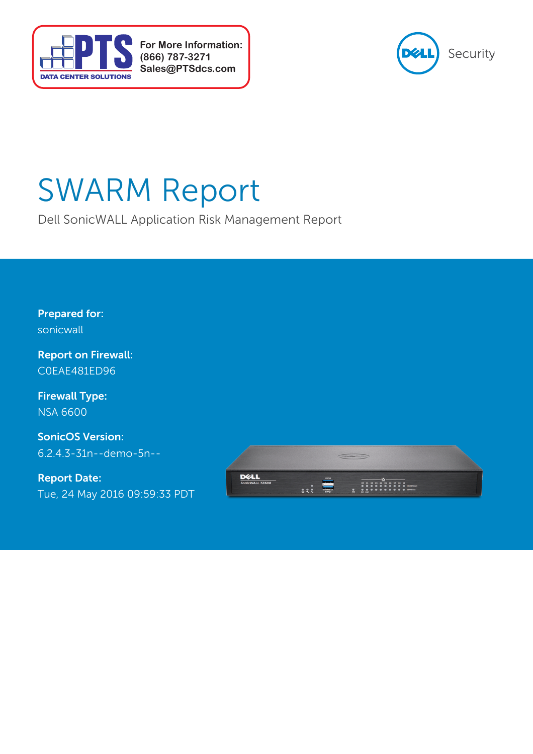For More Information:
(866) 787-3271
Sales@PTSdcs.com

PTS DATA CENTER SOLUTIONS

DELL Security

# SWARM Report

Dell SonicWALL Application Risk Management Report

**Prepared for:**
sonicwall

**Report on Firewall:**
C0EAE481ED96

**Firewall Type:**
NSA 6600

**SonicOS Version:**
6.2.4.3-31n--demo-5n--

**Report Date:**
Tue, 24 May 2016 09:59:33 PDT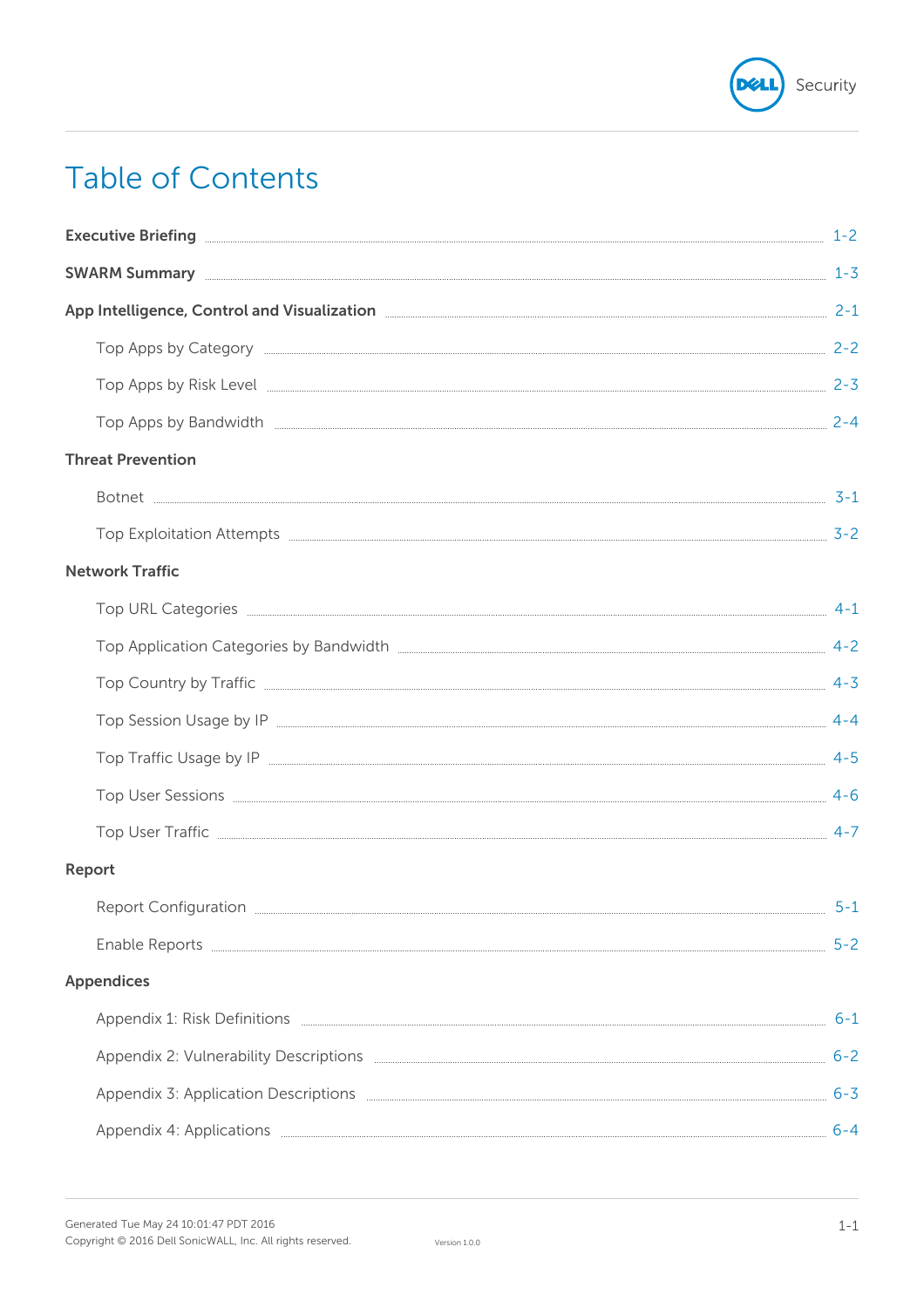# Table of Contents

**Executive Briefing** ........ 1-2

**SWARM Summary** ........ 1-3

**App Intelligence, Control and Visualization** ........ 2-1

- Top Apps by Category ........ 2-2
- Top Apps by Risk Level ........ 2-3
- Top Apps by Bandwidth ........ 2-4

**Threat Prevention**

- Botnet ........ 3-1
- Top Exploitation Attempts ........ 3-2

**Network Traffic**

- Top URL Categories ........ 4-1
- Top Application Categories by Bandwidth ........ 4-2
- Top Country by Traffic ........ 4-3
- Top Session Usage by IP ........ 4-4
- Top Traffic Usage by IP ........ 4-5
- Top User Sessions ........ 4-6
- Top User Traffic ........ 4-7

**Report**

- Report Configuration ........ 5-1
- Enable Reports ........ 5-2

**Appendices**

- Appendix 1: Risk Definitions ........ 6-1
- Appendix 2: Vulnerability Descriptions ........ 6-2
- Appendix 3: Application Descriptions ........ 6-3
- Appendix 4: Applications ........ 6-4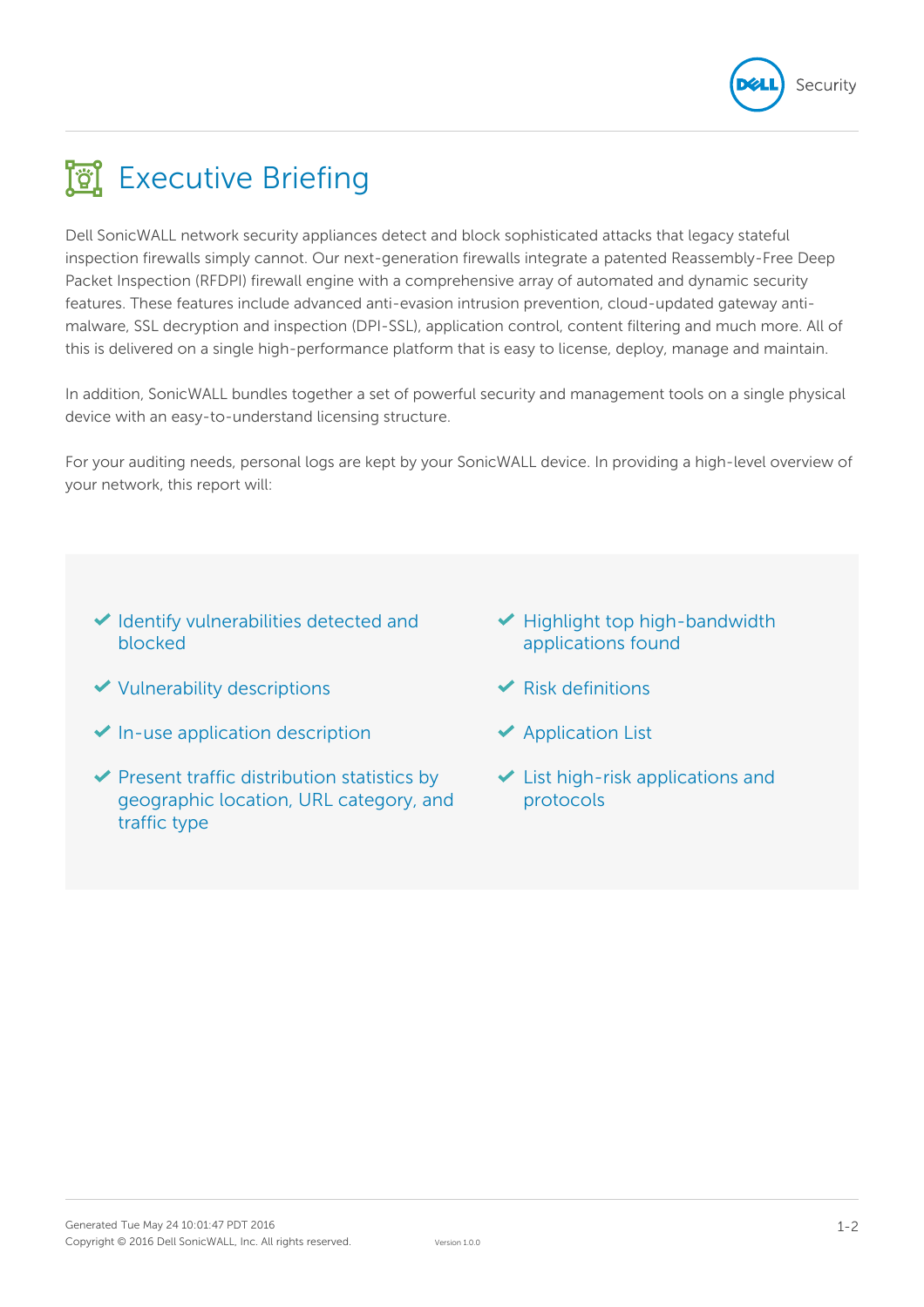# Executive Briefing

Dell SonicWALL network security appliances detect and block sophisticated attacks that legacy stateful inspection firewalls simply cannot. Our next-generation firewalls integrate a patented Reassembly-Free Deep Packet Inspection (RFDPI) firewall engine with a comprehensive array of automated and dynamic security features. These features include advanced anti-evasion intrusion prevention, cloud-updated gateway anti-malware, SSL decryption and inspection (DPI-SSL), application control, content filtering and much more. All of this is delivered on a single high-performance platform that is easy to license, deploy, manage and maintain.

In addition, SonicWALL bundles together a set of powerful security and management tools on a single physical device with an easy-to-understand licensing structure.

For your auditing needs, personal logs are kept by your SonicWALL device. In providing a high-level overview of your network, this report will:

- ✔ Identify vulnerabilities detected and blocked
- ✔ Vulnerability descriptions
- ✔ In-use application description
- ✔ Present traffic distribution statistics by geographic location, URL category, and traffic type
- ✔ Highlight top high-bandwidth applications found
- ✔ Risk definitions
- ✔ Application List
- ✔ List high-risk applications and protocols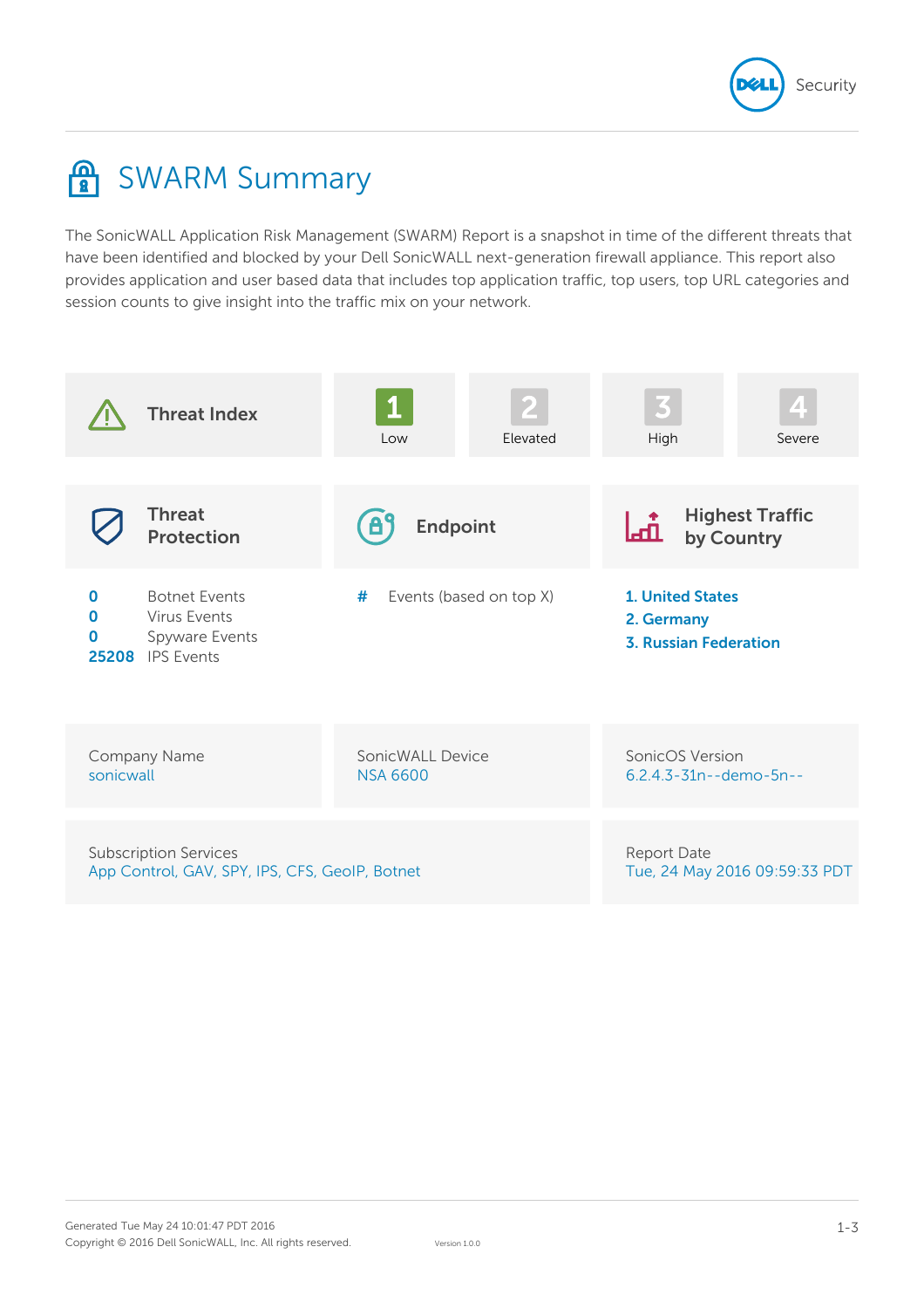# SWARM Summary

The SonicWALL Application Risk Management (SWARM) Report is a snapshot in time of the different threats that have been identified and blocked by your Dell SonicWALL next-generation firewall appliance. This report also provides application and user based data that includes top application traffic, top users, top URL categories and session counts to give insight into the traffic mix on your network.

## Threat Index

| 1 | 2 | 3 | 4 |
|---|---|---|---|
| Low | Elevated | High | Severe |

## Threat Protection

| Count | Event Type |
|---|---|
| 0 | Botnet Events |
| 0 | Virus Events |
| 0 | Spyware Events |
| 25208 | IPS Events |

## Endpoint

| # | Events (based on top X) |
|---|---|

## Highest Traffic by Country

1. United States
2. Germany
3. Russian Federation

| Company Name | SonicWALL Device | SonicOS Version |
|---|---|---|
| sonicwall | NSA 6600 | 6.2.4.3-31n--demo-5n-- |

| Subscription Services | Report Date |
|---|---|
| App Control, GAV, SPY, IPS, CFS, GeoIP, Botnet | Tue, 24 May 2016 09:59:33 PDT |

Generated Tue May 24 10:01:47 PDT 2016
Copyright © 2016 Dell SonicWALL, Inc. All rights reserved.
Version 1.0.0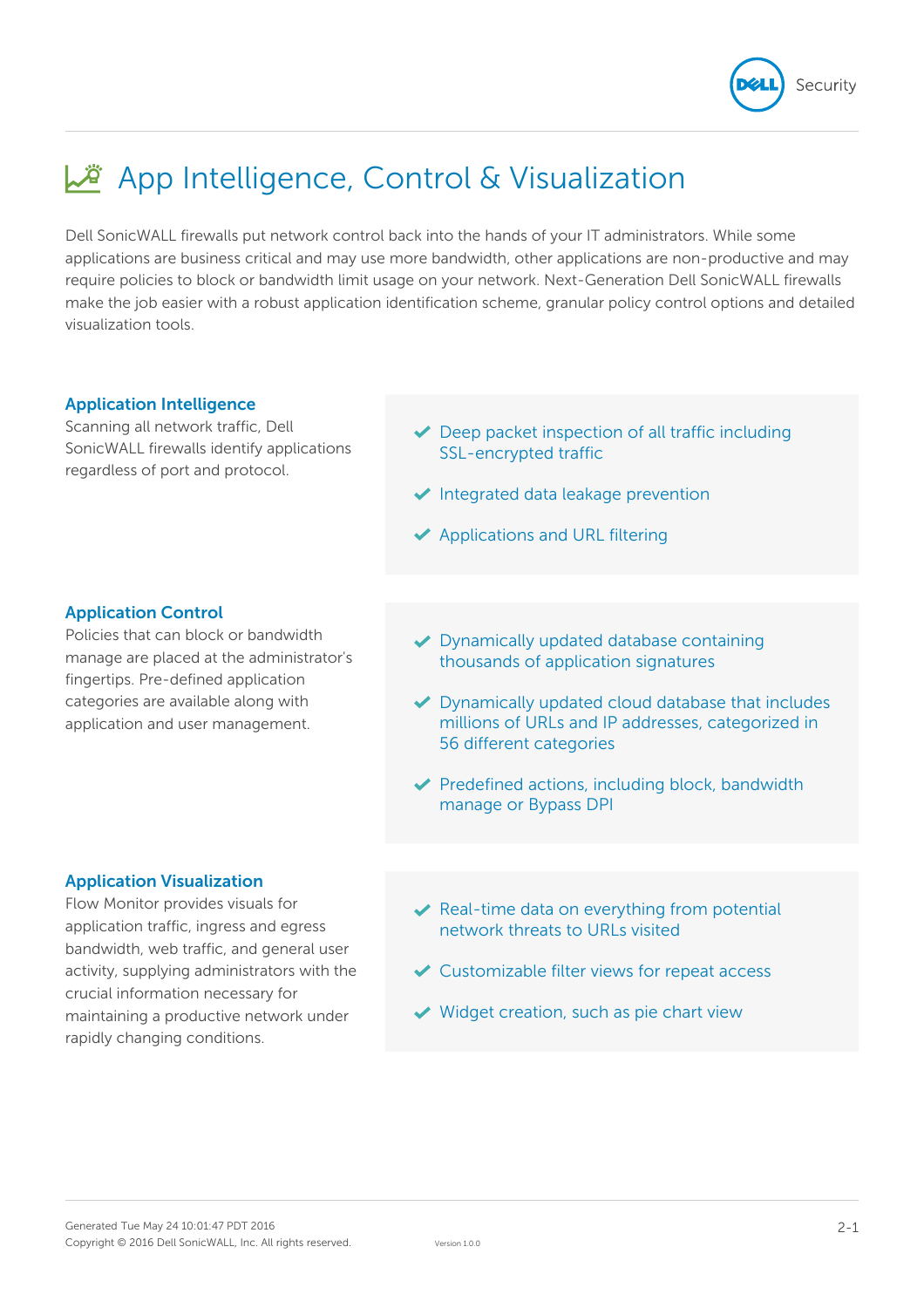# App Intelligence, Control & Visualization

Dell SonicWALL firewalls put network control back into the hands of your IT administrators. While some applications are business critical and may use more bandwidth, other applications are non-productive and may require policies to block or bandwidth limit usage on your network. Next-Generation Dell SonicWALL firewalls make the job easier with a robust application identification scheme, granular policy control options and detailed visualization tools.

### Application Intelligence

Scanning all network traffic, Dell SonicWALL firewalls identify applications regardless of port and protocol.

- Deep packet inspection of all traffic including SSL-encrypted traffic
- Integrated data leakage prevention
- Applications and URL filtering

### Application Control

Policies that can block or bandwidth manage are placed at the administrator's fingertips. Pre-defined application categories are available along with application and user management.

- Dynamically updated database containing thousands of application signatures
- Dynamically updated cloud database that includes millions of URLs and IP addresses, categorized in 56 different categories
- Predefined actions, including block, bandwidth manage or Bypass DPI

### Application Visualization

Flow Monitor provides visuals for application traffic, ingress and egress bandwidth, web traffic, and general user activity, supplying administrators with the crucial information necessary for maintaining a productive network under rapidly changing conditions.

- Real-time data on everything from potential network threats to URLs visited
- Customizable filter views for repeat access
- Widget creation, such as pie chart view

Generated Tue May 24 10:01:47 PDT 2016
Copyright © 2016 Dell SonicWALL, Inc. All rights reserved.
Version 1.0.0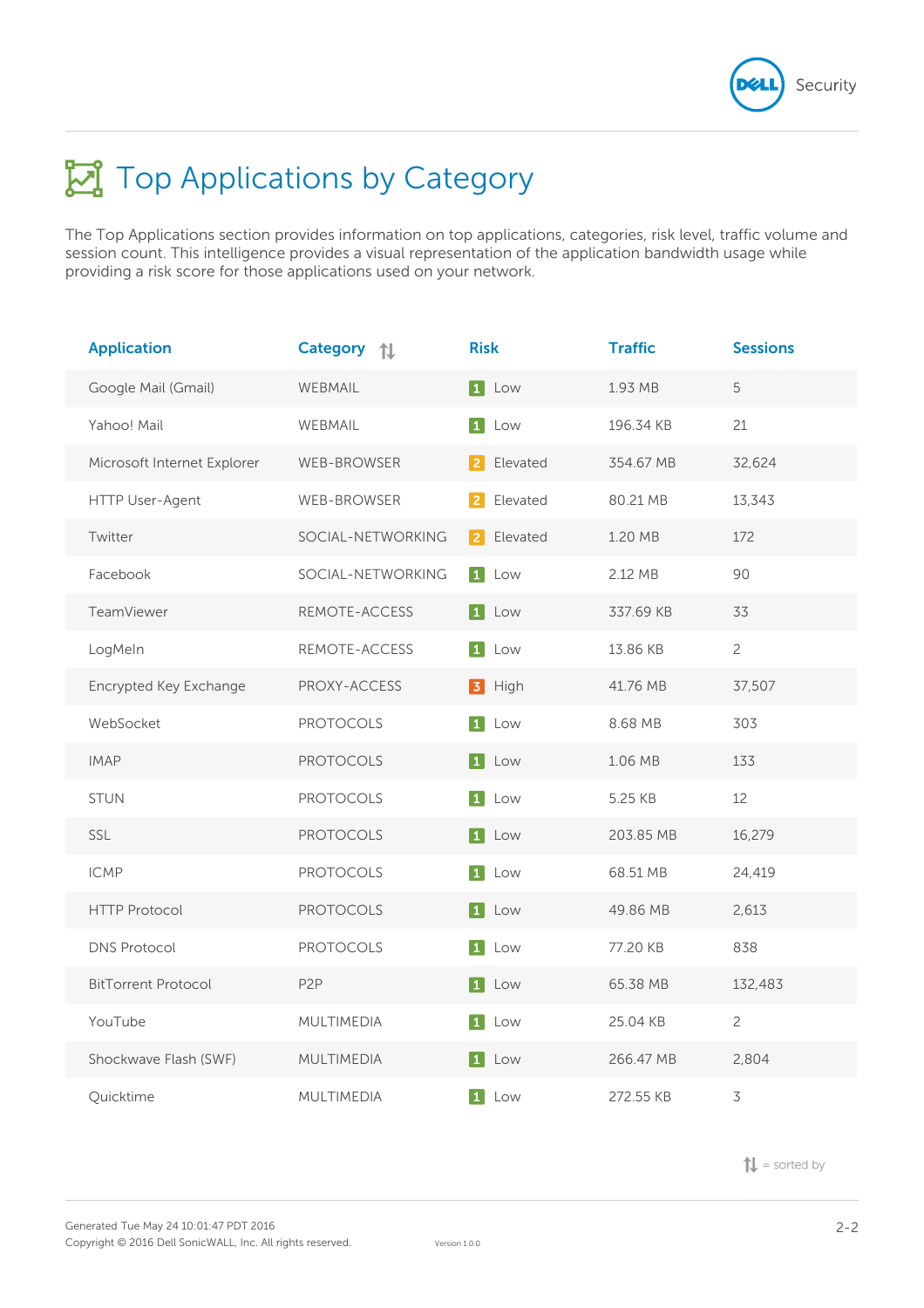# Top Applications by Category

The Top Applications section provides information on top applications, categories, risk level, traffic volume and session count. This intelligence provides a visual representation of the application bandwidth usage while providing a risk score for those applications used on your network.

| Application | Category ⇅ | Risk | Traffic | Sessions |
|---|---|---|---|---|
| Google Mail (Gmail) | WEBMAIL | 1 Low | 1.93 MB | 5 |
| Yahoo! Mail | WEBMAIL | 1 Low | 196.34 KB | 21 |
| Microsoft Internet Explorer | WEB-BROWSER | 2 Elevated | 354.67 MB | 32,624 |
| HTTP User-Agent | WEB-BROWSER | 2 Elevated | 80.21 MB | 13,343 |
| Twitter | SOCIAL-NETWORKING | 2 Elevated | 1.20 MB | 172 |
| Facebook | SOCIAL-NETWORKING | 1 Low | 2.12 MB | 90 |
| TeamViewer | REMOTE-ACCESS | 1 Low | 337.69 KB | 33 |
| LogMeIn | REMOTE-ACCESS | 1 Low | 13.86 KB | 2 |
| Encrypted Key Exchange | PROXY-ACCESS | 3 High | 41.76 MB | 37,507 |
| WebSocket | PROTOCOLS | 1 Low | 8.68 MB | 303 |
| IMAP | PROTOCOLS | 1 Low | 1.06 MB | 133 |
| STUN | PROTOCOLS | 1 Low | 5.25 KB | 12 |
| SSL | PROTOCOLS | 1 Low | 203.85 MB | 16,279 |
| ICMP | PROTOCOLS | 1 Low | 68.51 MB | 24,419 |
| HTTP Protocol | PROTOCOLS | 1 Low | 49.86 MB | 2,613 |
| DNS Protocol | PROTOCOLS | 1 Low | 77.20 KB | 838 |
| BitTorrent Protocol | P2P | 1 Low | 65.38 MB | 132,483 |
| YouTube | MULTIMEDIA | 1 Low | 25.04 KB | 2 |
| Shockwave Flash (SWF) | MULTIMEDIA | 1 Low | 266.47 MB | 2,804 |
| Quicktime | MULTIMEDIA | 1 Low | 272.55 KB | 3 |

⇅ = sorted by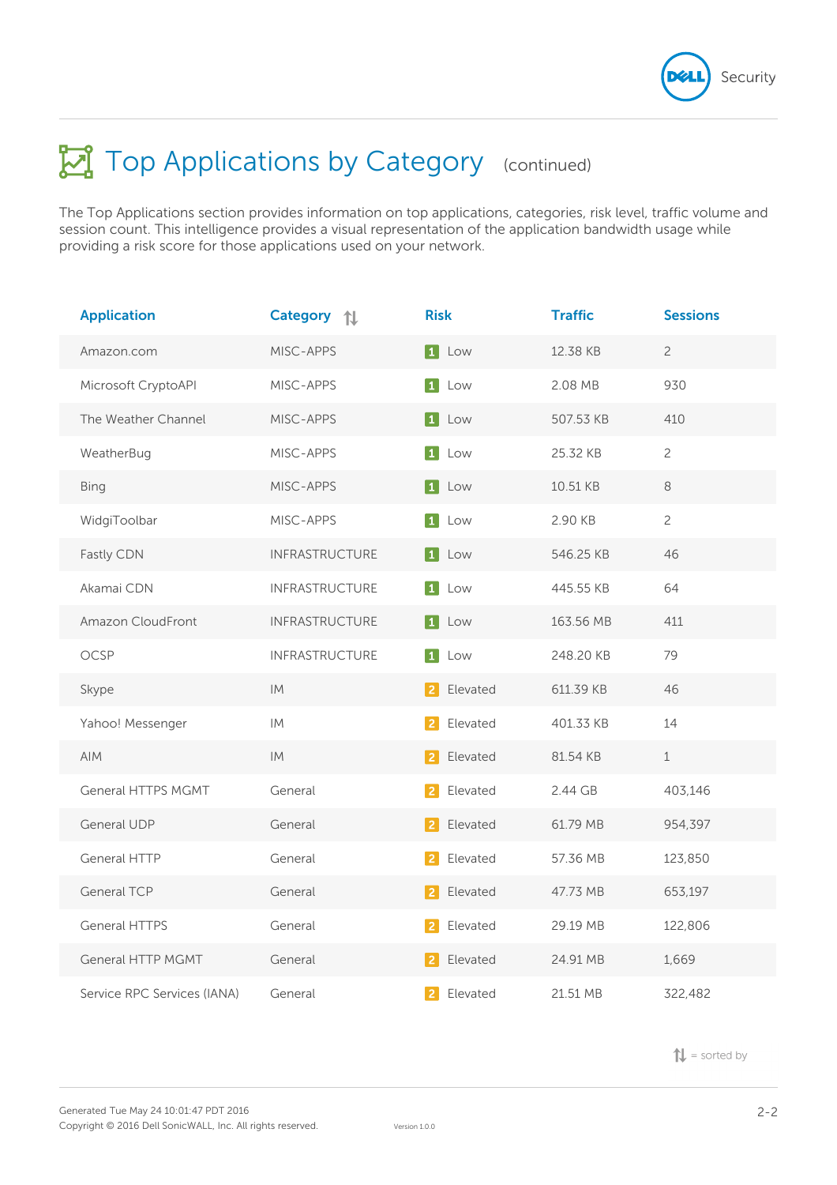# Top Applications by Category (continued)

The Top Applications section provides information on top applications, categories, risk level, traffic volume and session count. This intelligence provides a visual representation of the application bandwidth usage while providing a risk score for those applications used on your network.

| Application | Category ⇅ | Risk | Traffic | Sessions |
|---|---|---|---|---|
| Amazon.com | MISC-APPS | 1 Low | 12.38 KB | 2 |
| Microsoft CryptoAPI | MISC-APPS | 1 Low | 2.08 MB | 930 |
| The Weather Channel | MISC-APPS | 1 Low | 507.53 KB | 410 |
| WeatherBug | MISC-APPS | 1 Low | 25.32 KB | 2 |
| Bing | MISC-APPS | 1 Low | 10.51 KB | 8 |
| WidgiToolbar | MISC-APPS | 1 Low | 2.90 KB | 2 |
| Fastly CDN | INFRASTRUCTURE | 1 Low | 546.25 KB | 46 |
| Akamai CDN | INFRASTRUCTURE | 1 Low | 445.55 KB | 64 |
| Amazon CloudFront | INFRASTRUCTURE | 1 Low | 163.56 MB | 411 |
| OCSP | INFRASTRUCTURE | 1 Low | 248.20 KB | 79 |
| Skype | IM | 2 Elevated | 611.39 KB | 46 |
| Yahoo! Messenger | IM | 2 Elevated | 401.33 KB | 14 |
| AIM | IM | 2 Elevated | 81.54 KB | 1 |
| General HTTPS MGMT | General | 2 Elevated | 2.44 GB | 403,146 |
| General UDP | General | 2 Elevated | 61.79 MB | 954,397 |
| General HTTP | General | 2 Elevated | 57.36 MB | 123,850 |
| General TCP | General | 2 Elevated | 47.73 MB | 653,197 |
| General HTTPS | General | 2 Elevated | 29.19 MB | 122,806 |
| General HTTP MGMT | General | 2 Elevated | 24.91 MB | 1,669 |
| Service RPC Services (IANA) | General | 2 Elevated | 21.51 MB | 322,482 |

⇅ = sorted by

Generated Tue May 24 10:01:47 PDT 2016
Copyright © 2016 Dell SonicWALL, Inc. All rights reserved.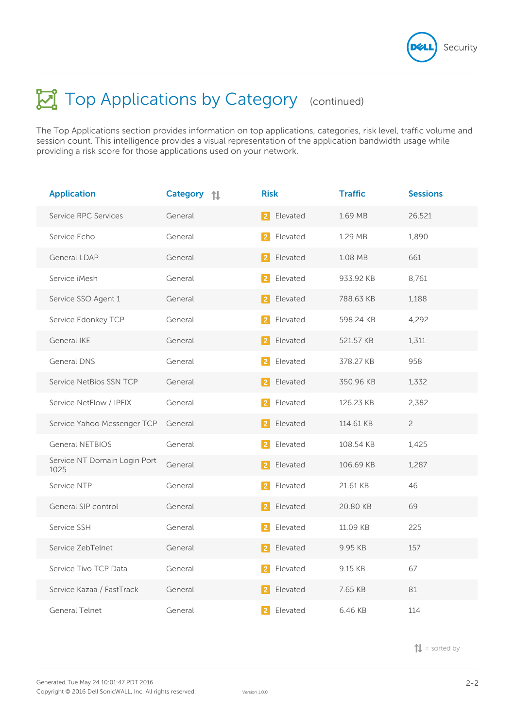# Top Applications by Category (continued)

The Top Applications section provides information on top applications, categories, risk level, traffic volume and session count. This intelligence provides a visual representation of the application bandwidth usage while providing a risk score for those applications used on your network.

| Application | Category ⇅ | Risk | Traffic | Sessions |
|---|---|---|---|---|
| Service RPC Services | General | 2 Elevated | 1.69 MB | 26,521 |
| Service Echo | General | 2 Elevated | 1.29 MB | 1,890 |
| General LDAP | General | 2 Elevated | 1.08 MB | 661 |
| Service iMesh | General | 2 Elevated | 933.92 KB | 8,761 |
| Service SSO Agent 1 | General | 2 Elevated | 788.63 KB | 1,188 |
| Service Edonkey TCP | General | 2 Elevated | 598.24 KB | 4,292 |
| General IKE | General | 2 Elevated | 521.57 KB | 1,311 |
| General DNS | General | 2 Elevated | 378.27 KB | 958 |
| Service NetBios SSN TCP | General | 2 Elevated | 350.96 KB | 1,332 |
| Service NetFlow / IPFIX | General | 2 Elevated | 126.23 KB | 2,382 |
| Service Yahoo Messenger TCP | General | 2 Elevated | 114.61 KB | 2 |
| General NETBIOS | General | 2 Elevated | 108.54 KB | 1,425 |
| Service NT Domain Login Port 1025 | General | 2 Elevated | 106.69 KB | 1,287 |
| Service NTP | General | 2 Elevated | 21.61 KB | 46 |
| General SIP control | General | 2 Elevated | 20.80 KB | 69 |
| Service SSH | General | 2 Elevated | 11.09 KB | 225 |
| Service ZebTelnet | General | 2 Elevated | 9.95 KB | 157 |
| Service Tivo TCP Data | General | 2 Elevated | 9.15 KB | 67 |
| Service Kazaa / FastTrack | General | 2 Elevated | 7.65 KB | 81 |
| General Telnet | General | 2 Elevated | 6.46 KB | 114 |

⇅ = sorted by

Generated Tue May 24 10:01:47 PDT 2016
Copyright © 2016 Dell SonicWALL, Inc. All rights reserved.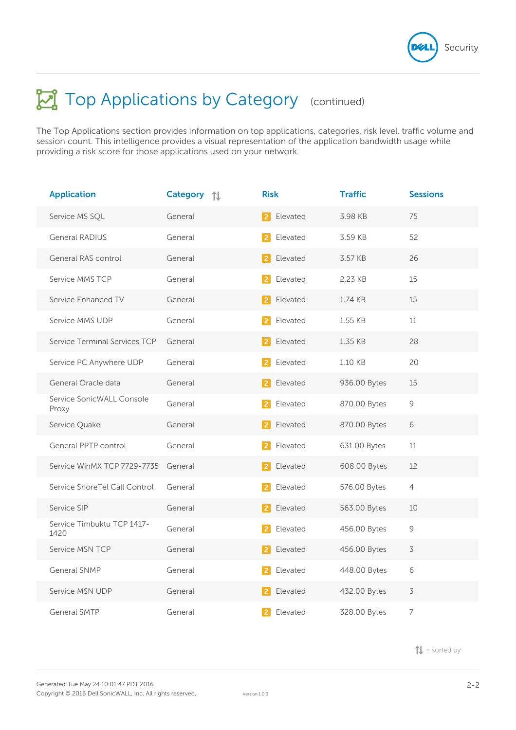# Top Applications by Category (continued)

The Top Applications section provides information on top applications, categories, risk level, traffic volume and session count. This intelligence provides a visual representation of the application bandwidth usage while providing a risk score for those applications used on your network.

| Application | Category ⇅ | Risk | Traffic | Sessions |
|---|---|---|---|---|
| Service MS SQL | General | 2 Elevated | 3.98 KB | 75 |
| General RADIUS | General | 2 Elevated | 3.59 KB | 52 |
| General RAS control | General | 2 Elevated | 3.57 KB | 26 |
| Service MMS TCP | General | 2 Elevated | 2.23 KB | 15 |
| Service Enhanced TV | General | 2 Elevated | 1.74 KB | 15 |
| Service MMS UDP | General | 2 Elevated | 1.55 KB | 11 |
| Service Terminal Services TCP | General | 2 Elevated | 1.35 KB | 28 |
| Service PC Anywhere UDP | General | 2 Elevated | 1.10 KB | 20 |
| General Oracle data | General | 2 Elevated | 936.00 Bytes | 15 |
| Service SonicWALL Console Proxy | General | 2 Elevated | 870.00 Bytes | 9 |
| Service Quake | General | 2 Elevated | 870.00 Bytes | 6 |
| General PPTP control | General | 2 Elevated | 631.00 Bytes | 11 |
| Service WinMX TCP 7729-7735 | General | 2 Elevated | 608.00 Bytes | 12 |
| Service ShoreTel Call Control | General | 2 Elevated | 576.00 Bytes | 4 |
| Service SIP | General | 2 Elevated | 563.00 Bytes | 10 |
| Service Timbuktu TCP 1417-1420 | General | 2 Elevated | 456.00 Bytes | 9 |
| Service MSN TCP | General | 2 Elevated | 456.00 Bytes | 3 |
| General SNMP | General | 2 Elevated | 448.00 Bytes | 6 |
| Service MSN UDP | General | 2 Elevated | 432.00 Bytes | 3 |
| General SMTP | General | 2 Elevated | 328.00 Bytes | 7 |

⇅ = sorted by

Generated Tue May 24 10:01:47 PDT 2016
Copyright © 2016 Dell SonicWALL, Inc. All rights reserved.
Version 1.0.0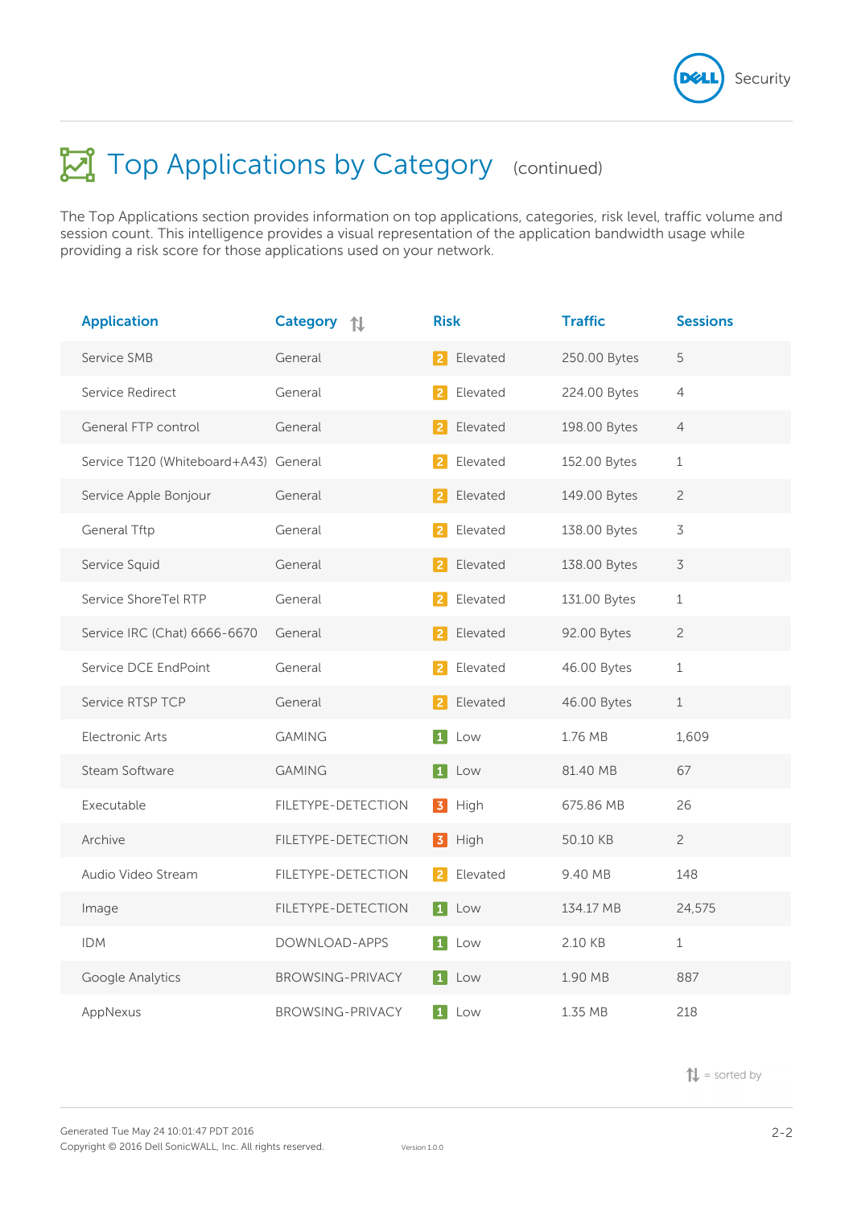# Top Applications by Category (continued)

The Top Applications section provides information on top applications, categories, risk level, traffic volume and session count. This intelligence provides a visual representation of the application bandwidth usage while providing a risk score for those applications used on your network.

| Application | Category ⇅ | Risk | Traffic | Sessions |
|---|---|---|---|---|
| Service SMB | General | 2 Elevated | 250.00 Bytes | 5 |
| Service Redirect | General | 2 Elevated | 224.00 Bytes | 4 |
| General FTP control | General | 2 Elevated | 198.00 Bytes | 4 |
| Service T120 (Whiteboard+A43) | General | 2 Elevated | 152.00 Bytes | 1 |
| Service Apple Bonjour | General | 2 Elevated | 149.00 Bytes | 2 |
| General Tftp | General | 2 Elevated | 138.00 Bytes | 3 |
| Service Squid | General | 2 Elevated | 138.00 Bytes | 3 |
| Service ShoreTel RTP | General | 2 Elevated | 131.00 Bytes | 1 |
| Service IRC (Chat) 6666-6670 | General | 2 Elevated | 92.00 Bytes | 2 |
| Service DCE EndPoint | General | 2 Elevated | 46.00 Bytes | 1 |
| Service RTSP TCP | General | 2 Elevated | 46.00 Bytes | 1 |
| Electronic Arts | GAMING | 1 Low | 1.76 MB | 1,609 |
| Steam Software | GAMING | 1 Low | 81.40 MB | 67 |
| Executable | FILETYPE-DETECTION | 3 High | 675.86 MB | 26 |
| Archive | FILETYPE-DETECTION | 3 High | 50.10 KB | 2 |
| Audio Video Stream | FILETYPE-DETECTION | 2 Elevated | 9.40 MB | 148 |
| Image | FILETYPE-DETECTION | 1 Low | 134.17 MB | 24,575 |
| IDM | DOWNLOAD-APPS | 1 Low | 2.10 KB | 1 |
| Google Analytics | BROWSING-PRIVACY | 1 Low | 1.90 MB | 887 |
| AppNexus | BROWSING-PRIVACY | 1 Low | 1.35 MB | 218 |

⇅ = sorted by

Generated Tue May 24 10:01:47 PDT 2016
Copyright © 2016 Dell SonicWALL, Inc. All rights reserved.
Version 1.0.0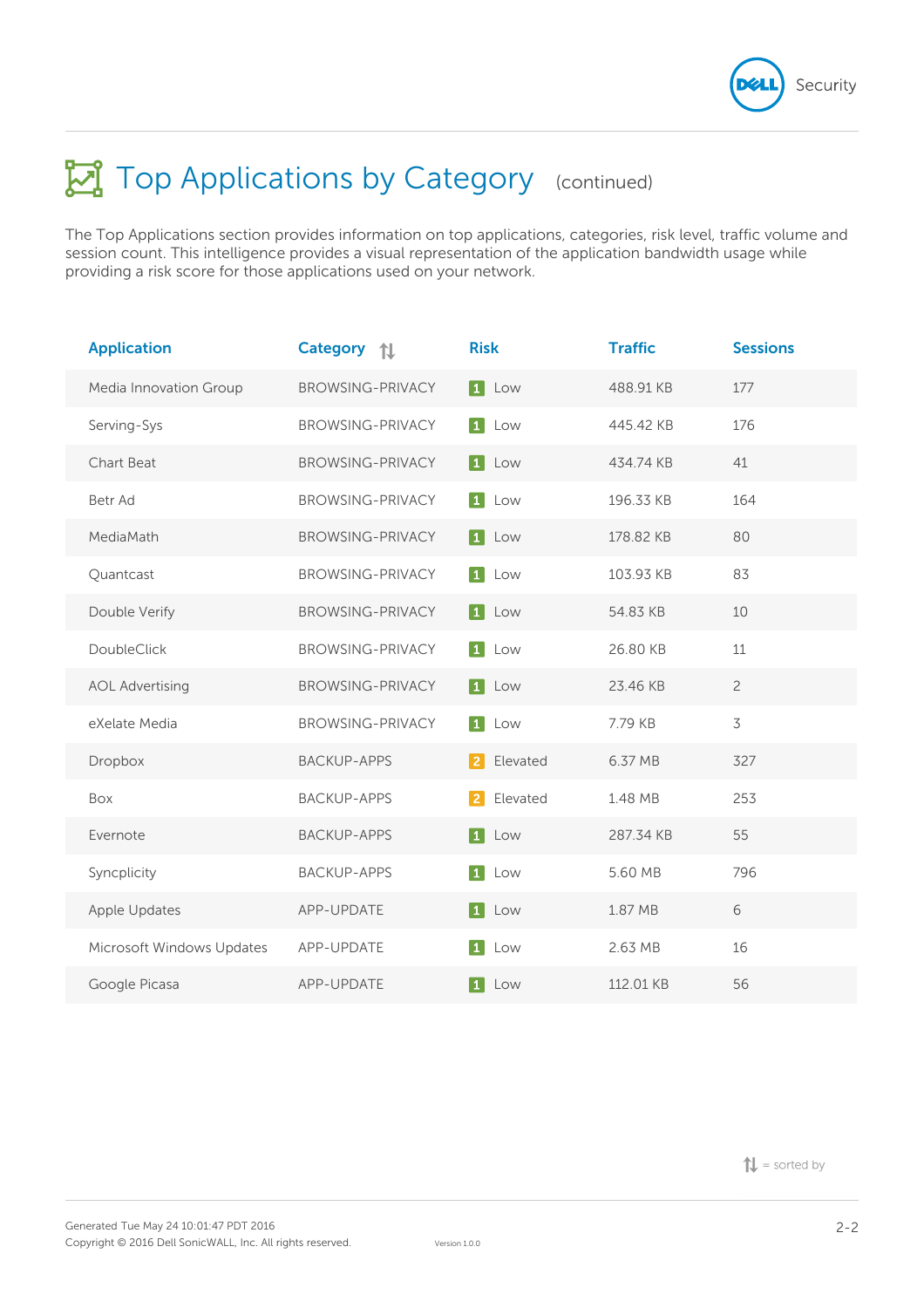# Top Applications by Category (continued)

The Top Applications section provides information on top applications, categories, risk level, traffic volume and session count. This intelligence provides a visual representation of the application bandwidth usage while providing a risk score for those applications used on your network.

| Application | Category ⇅ | Risk | Traffic | Sessions |
|---|---|---|---|---|
| Media Innovation Group | BROWSING-PRIVACY | 1 Low | 488.91 KB | 177 |
| Serving-Sys | BROWSING-PRIVACY | 1 Low | 445.42 KB | 176 |
| Chart Beat | BROWSING-PRIVACY | 1 Low | 434.74 KB | 41 |
| Betr Ad | BROWSING-PRIVACY | 1 Low | 196.33 KB | 164 |
| MediaMath | BROWSING-PRIVACY | 1 Low | 178.82 KB | 80 |
| Quantcast | BROWSING-PRIVACY | 1 Low | 103.93 KB | 83 |
| Double Verify | BROWSING-PRIVACY | 1 Low | 54.83 KB | 10 |
| DoubleClick | BROWSING-PRIVACY | 1 Low | 26.80 KB | 11 |
| AOL Advertising | BROWSING-PRIVACY | 1 Low | 23.46 KB | 2 |
| eXelate Media | BROWSING-PRIVACY | 1 Low | 7.79 KB | 3 |
| Dropbox | BACKUP-APPS | 2 Elevated | 6.37 MB | 327 |
| Box | BACKUP-APPS | 2 Elevated | 1.48 MB | 253 |
| Evernote | BACKUP-APPS | 1 Low | 287.34 KB | 55 |
| Syncplicity | BACKUP-APPS | 1 Low | 5.60 MB | 796 |
| Apple Updates | APP-UPDATE | 1 Low | 1.87 MB | 6 |
| Microsoft Windows Updates | APP-UPDATE | 1 Low | 2.63 MB | 16 |
| Google Picasa | APP-UPDATE | 1 Low | 112.01 KB | 56 |

⇅ = sorted by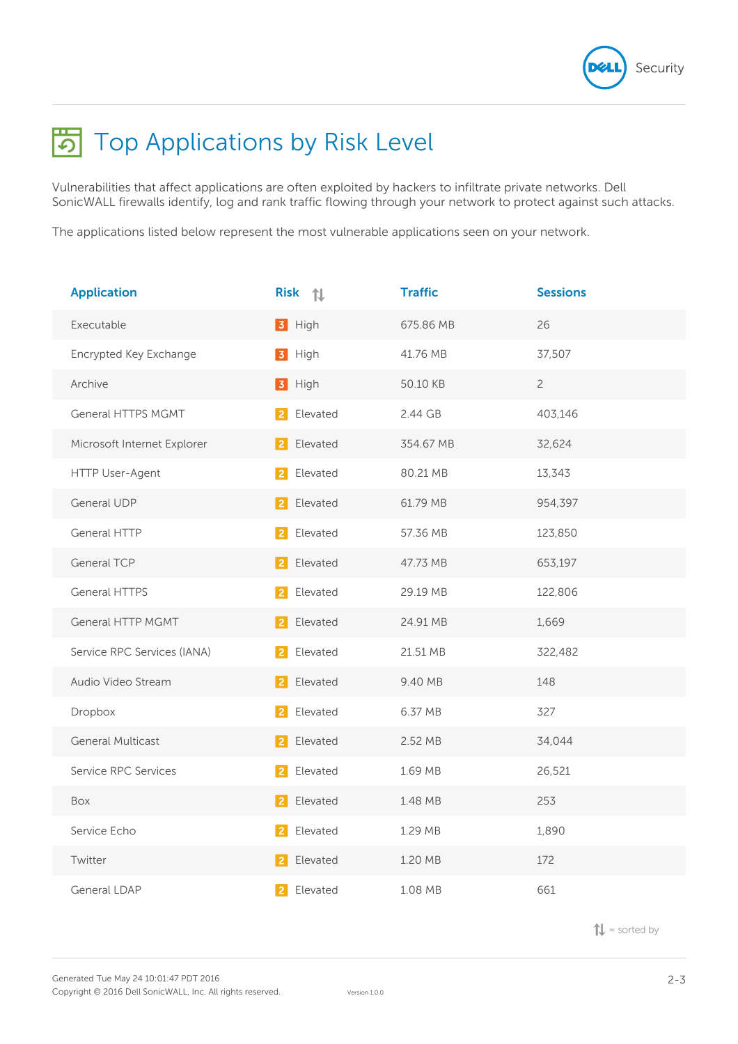# Top Applications by Risk Level

Vulnerabilities that affect applications are often exploited by hackers to infiltrate private networks. Dell SonicWALL firewalls identify, log and rank traffic flowing through your network to protect against such attacks.

The applications listed below represent the most vulnerable applications seen on your network.

| Application | Risk ⇅ | Traffic | Sessions |
|---|---|---|---|
| Executable | 3 High | 675.86 MB | 26 |
| Encrypted Key Exchange | 3 High | 41.76 MB | 37,507 |
| Archive | 3 High | 50.10 KB | 2 |
| General HTTPS MGMT | 2 Elevated | 2.44 GB | 403,146 |
| Microsoft Internet Explorer | 2 Elevated | 354.67 MB | 32,624 |
| HTTP User-Agent | 2 Elevated | 80.21 MB | 13,343 |
| General UDP | 2 Elevated | 61.79 MB | 954,397 |
| General HTTP | 2 Elevated | 57.36 MB | 123,850 |
| General TCP | 2 Elevated | 47.73 MB | 653,197 |
| General HTTPS | 2 Elevated | 29.19 MB | 122,806 |
| General HTTP MGMT | 2 Elevated | 24.91 MB | 1,669 |
| Service RPC Services (IANA) | 2 Elevated | 21.51 MB | 322,482 |
| Audio Video Stream | 2 Elevated | 9.40 MB | 148 |
| Dropbox | 2 Elevated | 6.37 MB | 327 |
| General Multicast | 2 Elevated | 2.52 MB | 34,044 |
| Service RPC Services | 2 Elevated | 1.69 MB | 26,521 |
| Box | 2 Elevated | 1.48 MB | 253 |
| Service Echo | 2 Elevated | 1.29 MB | 1,890 |
| Twitter | 2 Elevated | 1.20 MB | 172 |
| General LDAP | 2 Elevated | 1.08 MB | 661 |

⇅ = sorted by

Generated Tue May 24 10:01:47 PDT 2016
Copyright © 2016 Dell SonicWALL, Inc. All rights reserved.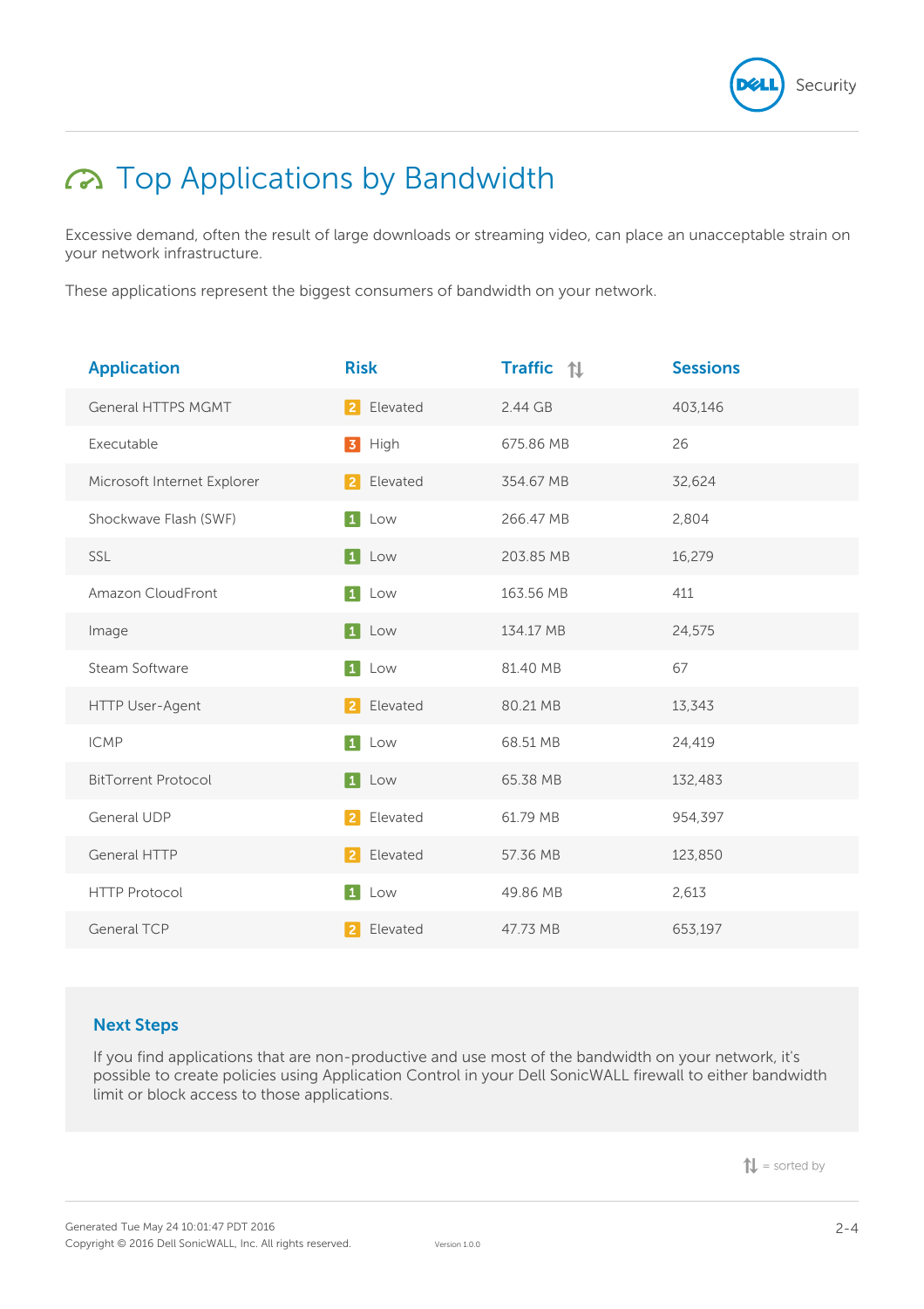# Top Applications by Bandwidth

Excessive demand, often the result of large downloads or streaming video, can place an unacceptable strain on your network infrastructure.

These applications represent the biggest consumers of bandwidth on your network.

| Application | Risk | Traffic ⇅ | Sessions |
|---|---|---|---|
| General HTTPS MGMT | 2 Elevated | 2.44 GB | 403,146 |
| Executable | 3 High | 675.86 MB | 26 |
| Microsoft Internet Explorer | 2 Elevated | 354.67 MB | 32,624 |
| Shockwave Flash (SWF) | 1 Low | 266.47 MB | 2,804 |
| SSL | 1 Low | 203.85 MB | 16,279 |
| Amazon CloudFront | 1 Low | 163.56 MB | 411 |
| Image | 1 Low | 134.17 MB | 24,575 |
| Steam Software | 1 Low | 81.40 MB | 67 |
| HTTP User-Agent | 2 Elevated | 80.21 MB | 13,343 |
| ICMP | 1 Low | 68.51 MB | 24,419 |
| BitTorrent Protocol | 1 Low | 65.38 MB | 132,483 |
| General UDP | 2 Elevated | 61.79 MB | 954,397 |
| General HTTP | 2 Elevated | 57.36 MB | 123,850 |
| HTTP Protocol | 1 Low | 49.86 MB | 2,613 |
| General TCP | 2 Elevated | 47.73 MB | 653,197 |

## Next Steps

If you find applications that are non-productive and use most of the bandwidth on your network, it's possible to create policies using Application Control in your Dell SonicWALL firewall to either bandwidth limit or block access to those applications.

⇅ = sorted by

Generated Tue May 24 10:01:47 PDT 2016
Copyright © 2016 Dell SonicWALL, Inc. All rights reserved.
Version 1.0.0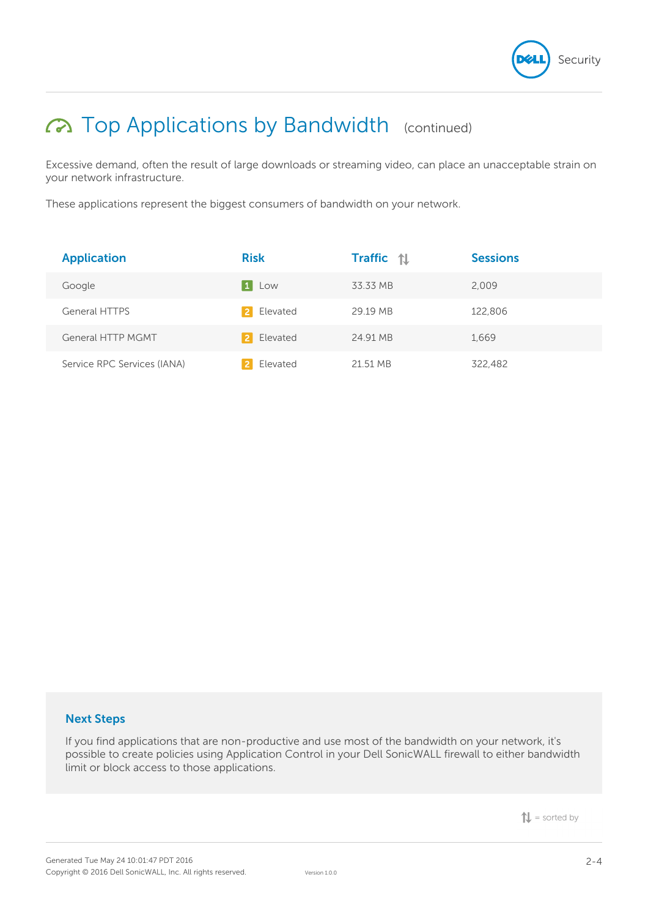# Top Applications by Bandwidth (continued)

Excessive demand, often the result of large downloads or streaming video, can place an unacceptable strain on your network infrastructure.

These applications represent the biggest consumers of bandwidth on your network.

| Application | Risk | Traffic ⇅ | Sessions |
|---|---|---|---|
| Google | 1 Low | 33.33 MB | 2,009 |
| General HTTPS | 2 Elevated | 29.19 MB | 122,806 |
| General HTTP MGMT | 2 Elevated | 24.91 MB | 1,669 |
| Service RPC Services (IANA) | 2 Elevated | 21.51 MB | 322,482 |

## Next Steps

If you find applications that are non-productive and use most of the bandwidth on your network, it's possible to create policies using Application Control in your Dell SonicWALL firewall to either bandwidth limit or block access to those applications.

⇅ = sorted by

Generated Tue May 24 10:01:47 PDT 2016
Copyright © 2016 Dell SonicWALL, Inc. All rights reserved.
Version 1.0.0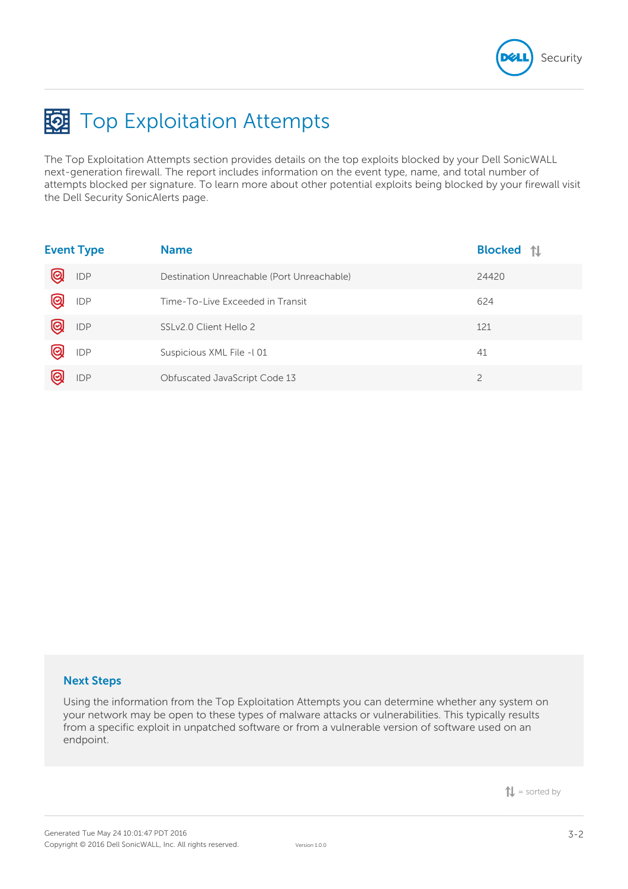# Top Exploitation Attempts

The Top Exploitation Attempts section provides details on the top exploits blocked by your Dell SonicWALL next-generation firewall. The report includes information on the event type, name, and total number of attempts blocked per signature. To learn more about other potential exploits being blocked by your firewall visit the Dell Security SonicAlerts page.

| Event Type | Name | Blocked ⇅ |
|---|---|---|
| IDP | Destination Unreachable (Port Unreachable) | 24420 |
| IDP | Time-To-Live Exceeded in Transit | 624 |
| IDP | SSLv2.0 Client Hello 2 | 121 |
| IDP | Suspicious XML File -l 01 | 41 |
| IDP | Obfuscated JavaScript Code 13 | 2 |

## Next Steps

Using the information from the Top Exploitation Attempts you can determine whether any system on your network may be open to these types of malware attacks or vulnerabilities. This typically results from a specific exploit in unpatched software or from a vulnerable version of software used on an endpoint.

⇅ = sorted by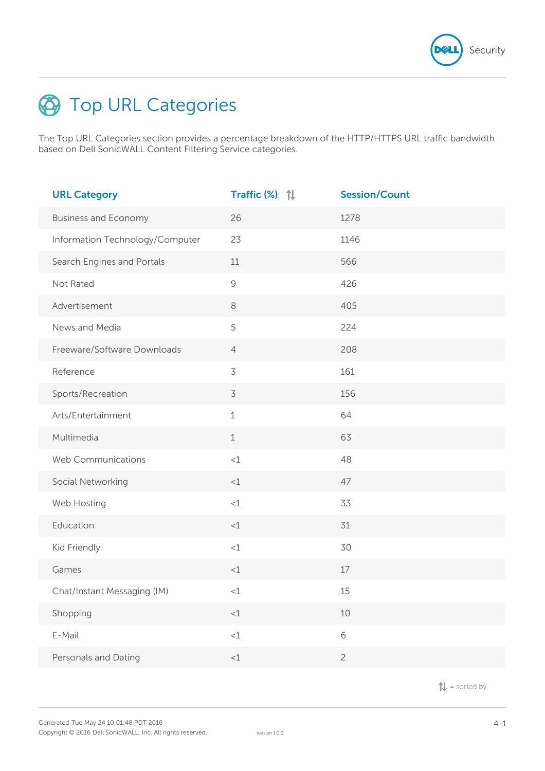# Top URL Categories

The Top URL Categories section provides a percentage breakdown of the HTTP/HTTPS URL traffic bandwidth based on Dell SonicWALL Content Filtering Service categories.

| URL Category | Traffic (%) ⇅ | Session/Count |
|---|---|---|
| Business and Economy | 26 | 1278 |
| Information Technology/Computer | 23 | 1146 |
| Search Engines and Portals | 11 | 566 |
| Not Rated | 9 | 426 |
| Advertisement | 8 | 405 |
| News and Media | 5 | 224 |
| Freeware/Software Downloads | 4 | 208 |
| Reference | 3 | 161 |
| Sports/Recreation | 3 | 156 |
| Arts/Entertainment | 1 | 64 |
| Multimedia | 1 | 63 |
| Web Communications | <1 | 48 |
| Social Networking | <1 | 47 |
| Web Hosting | <1 | 33 |
| Education | <1 | 31 |
| Kid Friendly | <1 | 30 |
| Games | <1 | 17 |
| Chat/Instant Messaging (IM) | <1 | 15 |
| Shopping | <1 | 10 |
| E-Mail | <1 | 6 |
| Personals and Dating | <1 | 2 |

⇅ = sorted by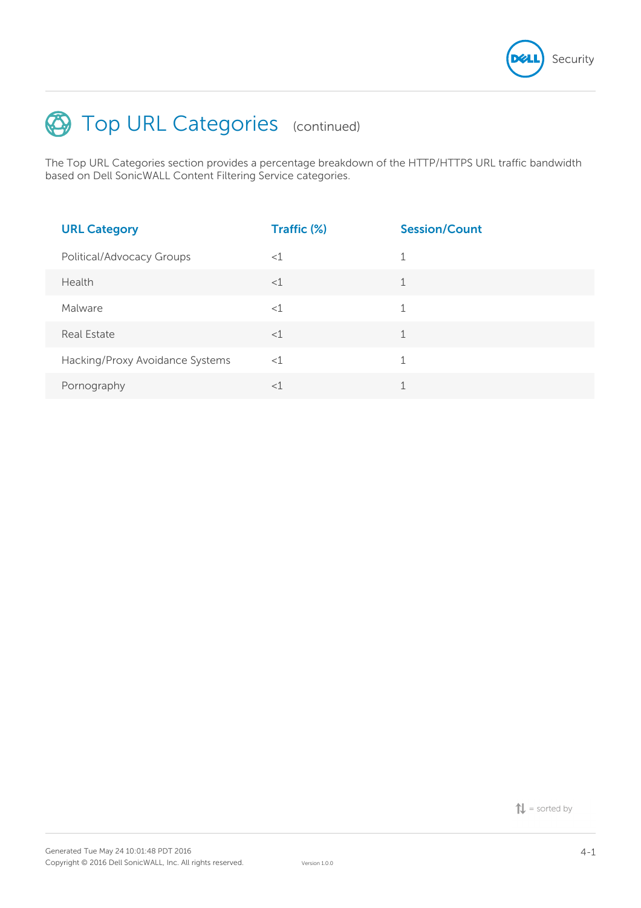# Top URL Categories (continued)

The Top URL Categories section provides a percentage breakdown of the HTTP/HTTPS URL traffic bandwidth based on Dell SonicWALL Content Filtering Service categories.

| URL Category | Traffic (%) | Session/Count |
| --- | --- | --- |
| Political/Advocacy Groups | <1 | 1 |
| Health | <1 | 1 |
| Malware | <1 | 1 |
| Real Estate | <1 | 1 |
| Hacking/Proxy Avoidance Systems | <1 | 1 |
| Pornography | <1 | 1 |

⇅ = sorted by

Generated Tue May 24 10:01:48 PDT 2016
Copyright © 2016 Dell SonicWALL, Inc. All rights reserved.
Version 1.0.0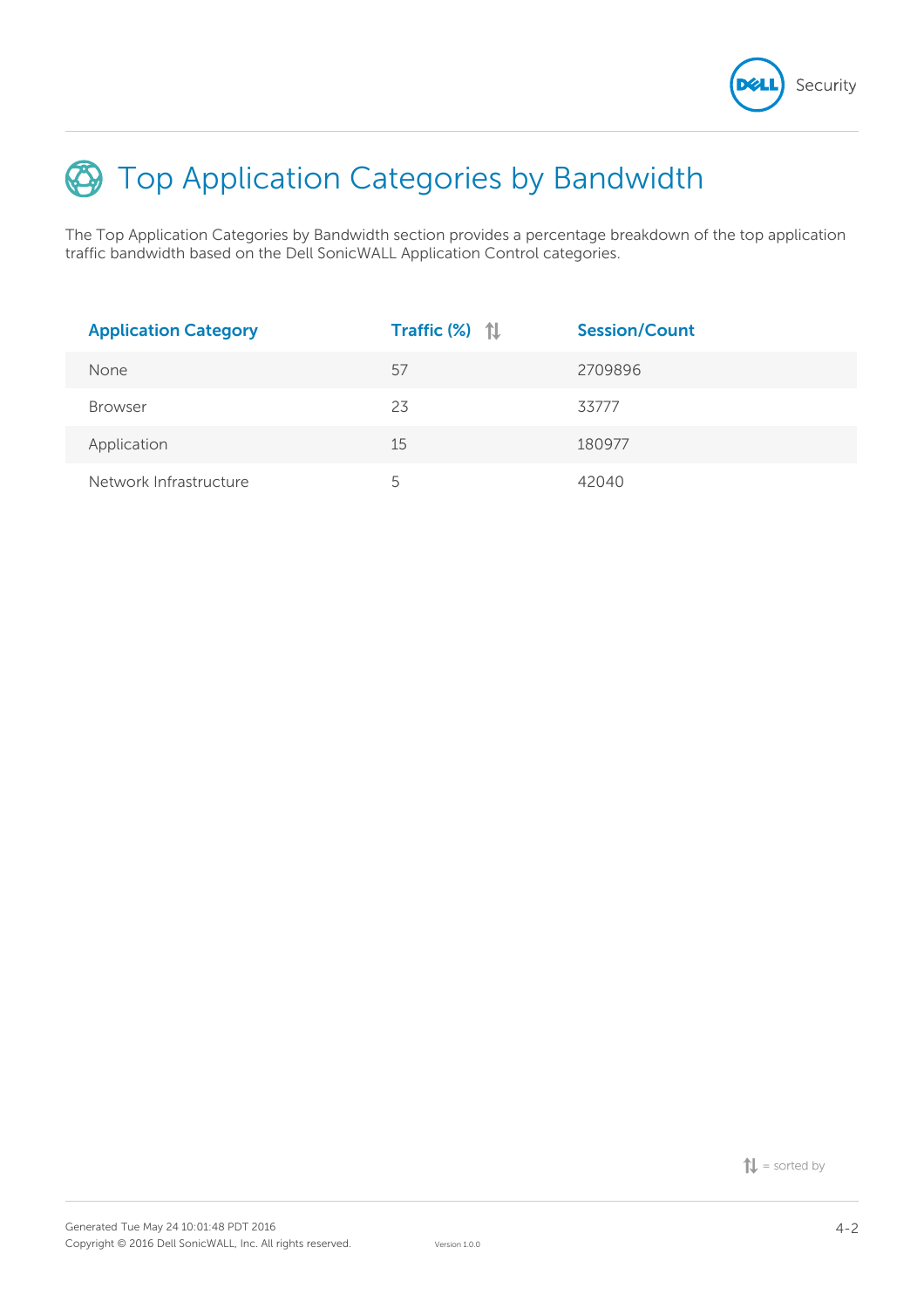# Top Application Categories by Bandwidth

The Top Application Categories by Bandwidth section provides a percentage breakdown of the top application traffic bandwidth based on the Dell SonicWALL Application Control categories.

| Application Category | Traffic (%) ⇅ | Session/Count |
|---|---|---|
| None | 57 | 2709896 |
| Browser | 23 | 33777 |
| Application | 15 | 180977 |
| Network Infrastructure | 5 | 42040 |

⇅ = sorted by

Generated Tue May 24 10:01:48 PDT 2016
Copyright © 2016 Dell SonicWALL, Inc. All rights reserved.
Version 1.0.0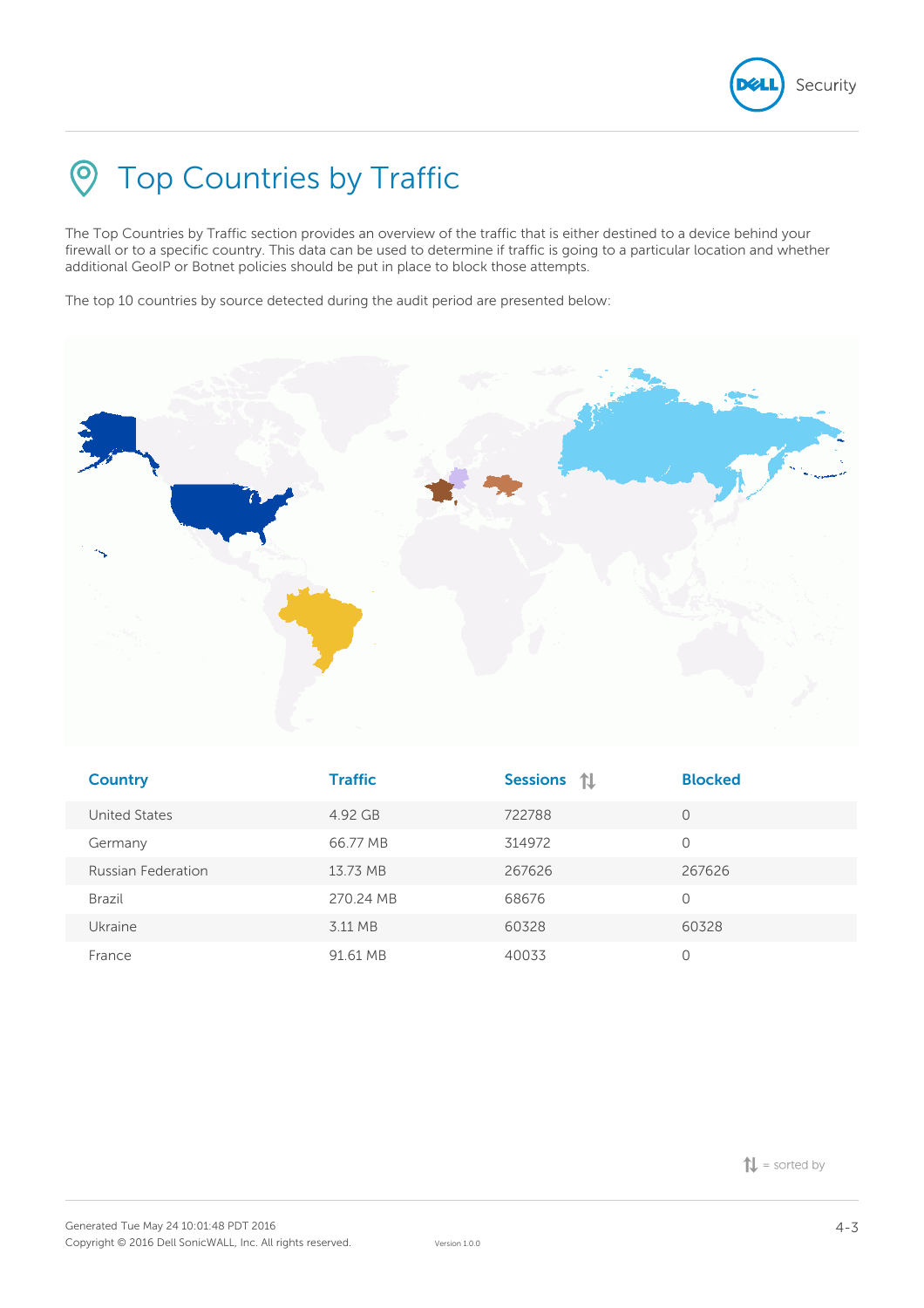# Top Countries by Traffic

The Top Countries by Traffic section provides an overview of the traffic that is either destined to a device behind your firewall or to a specific country. This data can be used to determine if traffic is going to a particular location and whether additional GeoIP or Botnet policies should be put in place to block those attempts.

The top 10 countries by source detected during the audit period are presented below:

| Country | Traffic | Sessions ⇅ | Blocked |
|---|---|---|---|
| United States | 4.92 GB | 722788 | 0 |
| Germany | 66.77 MB | 314972 | 0 |
| Russian Federation | 13.73 MB | 267626 | 267626 |
| Brazil | 270.24 MB | 68676 | 0 |
| Ukraine | 3.11 MB | 60328 | 60328 |
| France | 91.61 MB | 40033 | 0 |

⇅ = sorted by

Generated Tue May 24 10:01:48 PDT 2016
Copyright © 2016 Dell SonicWALL, Inc. All rights reserved.
Version 1.0.0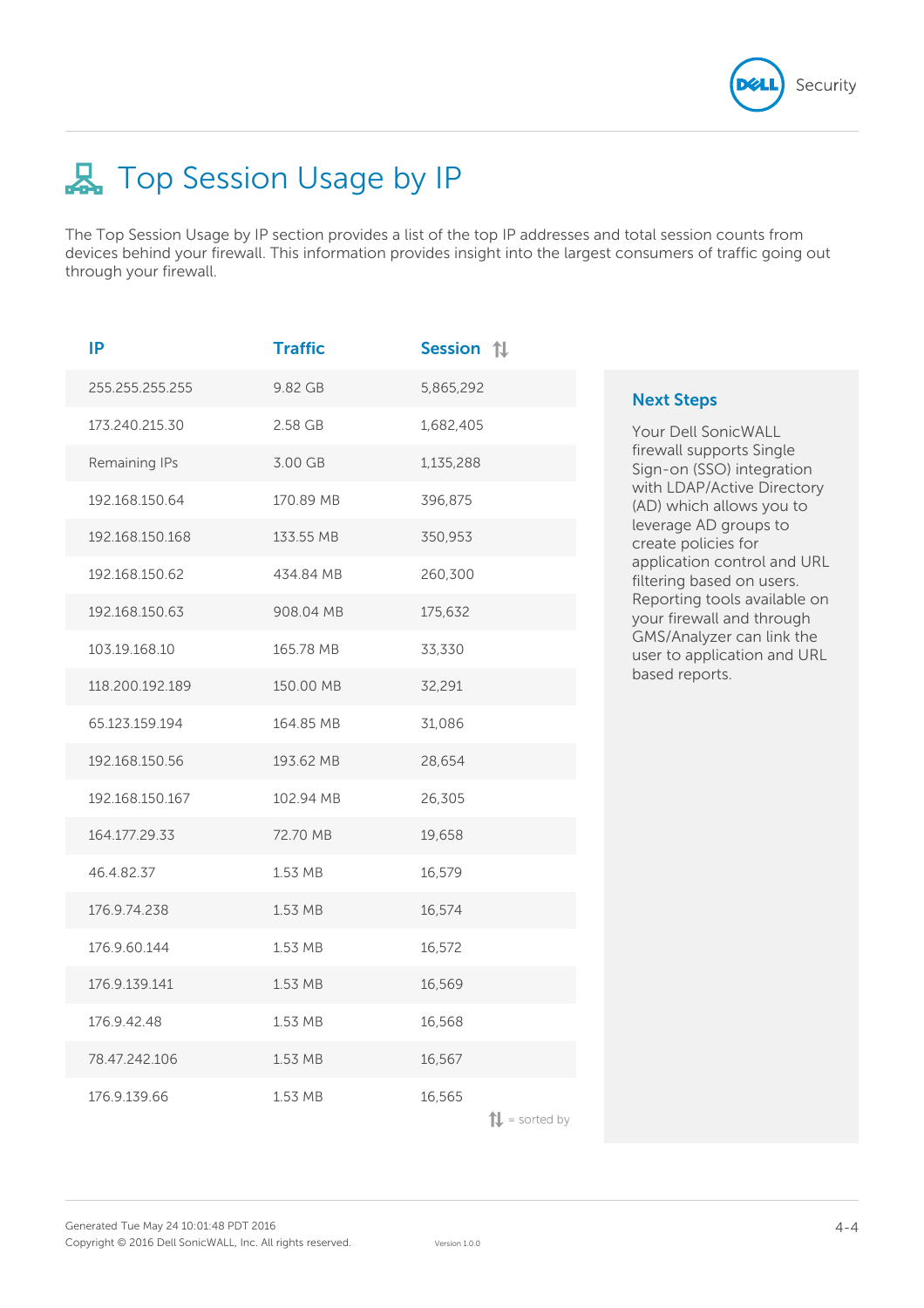# Top Session Usage by IP

The Top Session Usage by IP section provides a list of the top IP addresses and total session counts from devices behind your firewall. This information provides insight into the largest consumers of traffic going out through your firewall.

| IP | Traffic | Session ⇅ |
|---|---|---|
| 255.255.255.255 | 9.82 GB | 5,865,292 |
| 173.240.215.30 | 2.58 GB | 1,682,405 |
| Remaining IPs | 3.00 GB | 1,135,288 |
| 192.168.150.64 | 170.89 MB | 396,875 |
| 192.168.150.168 | 133.55 MB | 350,953 |
| 192.168.150.62 | 434.84 MB | 260,300 |
| 192.168.150.63 | 908.04 MB | 175,632 |
| 103.19.168.10 | 165.78 MB | 33,330 |
| 118.200.192.189 | 150.00 MB | 32,291 |
| 65.123.159.194 | 164.85 MB | 31,086 |
| 192.168.150.56 | 193.62 MB | 28,654 |
| 192.168.150.167 | 102.94 MB | 26,305 |
| 164.177.29.33 | 72.70 MB | 19,658 |
| 46.4.82.37 | 1.53 MB | 16,579 |
| 176.9.74.238 | 1.53 MB | 16,574 |
| 176.9.60.144 | 1.53 MB | 16,572 |
| 176.9.139.141 | 1.53 MB | 16,569 |
| 176.9.42.48 | 1.53 MB | 16,568 |
| 78.47.242.106 | 1.53 MB | 16,567 |
| 176.9.139.66 | 1.53 MB | 16,565 |

⇅ = sorted by

## Next Steps

Your Dell SonicWALL firewall supports Single Sign-on (SSO) integration with LDAP/Active Directory (AD) which allows you to leverage AD groups to create policies for application control and URL filtering based on users. Reporting tools available on your firewall and through GMS/Analyzer can link the user to application and URL based reports.

Generated Tue May 24 10:01:48 PDT 2016
Copyright © 2016 Dell SonicWALL, Inc. All rights reserved.
Version 1.0.0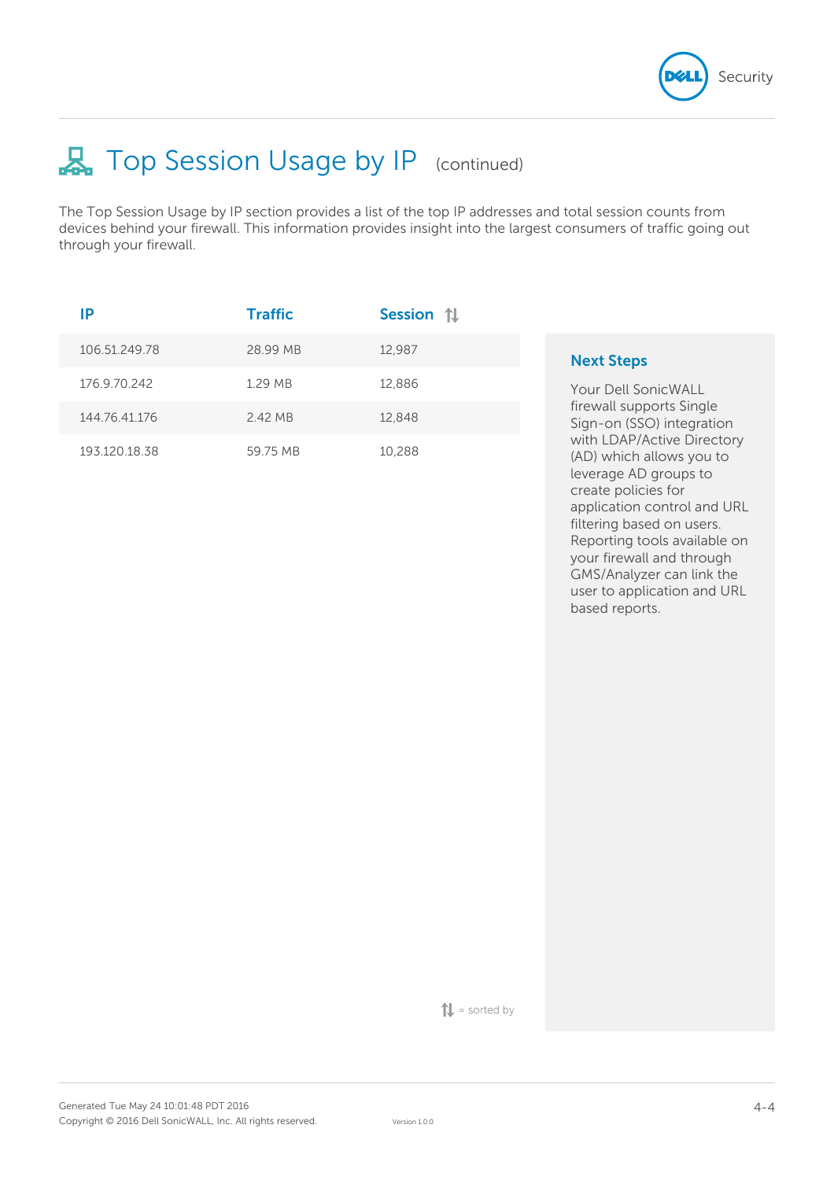# Top Session Usage by IP (continued)

The Top Session Usage by IP section provides a list of the top IP addresses and total session counts from devices behind your firewall. This information provides insight into the largest consumers of traffic going out through your firewall.

| IP | Traffic | Session ⇅ |
|---|---|---|
| 106.51.249.78 | 28.99 MB | 12,987 |
| 176.9.70.242 | 1.29 MB | 12,886 |
| 144.76.41.176 | 2.42 MB | 12,848 |
| 193.120.18.38 | 59.75 MB | 10,288 |

⇅ = sorted by

## Next Steps

Your Dell SonicWALL firewall supports Single Sign-on (SSO) integration with LDAP/Active Directory (AD) which allows you to leverage AD groups to create policies for application control and URL filtering based on users. Reporting tools available on your firewall and through GMS/Analyzer can link the user to application and URL based reports.

Generated Tue May 24 10:01:48 PDT 2016
Copyright © 2016 Dell SonicWALL, Inc. All rights reserved.
Version 1.0.0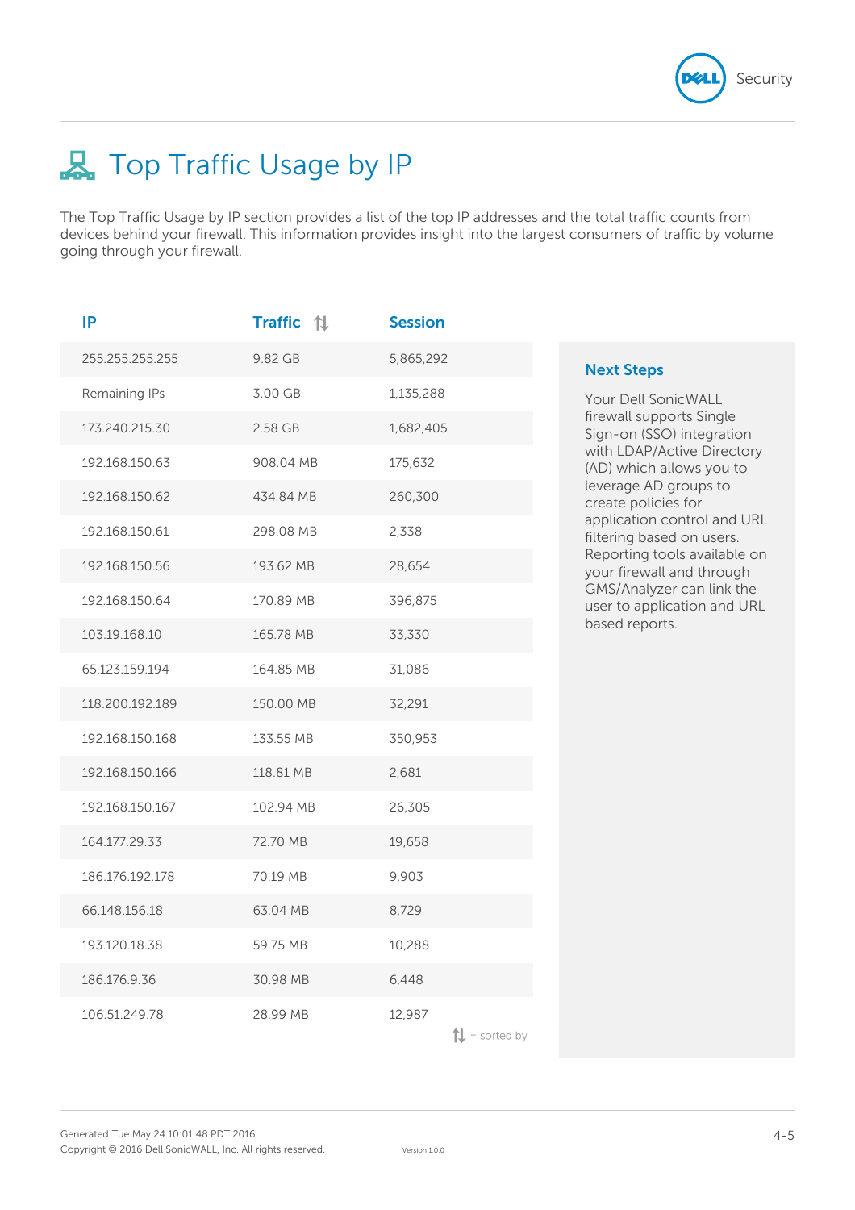# Top Traffic Usage by IP

The Top Traffic Usage by IP section provides a list of the top IP addresses and the total traffic counts from devices behind your firewall. This information provides insight into the largest consumers of traffic by volume going through your firewall.

| IP | Traffic ⇅ | Session |
|---|---|---|
| 255.255.255.255 | 9.82 GB | 5,865,292 |
| Remaining IPs | 3.00 GB | 1,135,288 |
| 173.240.215.30 | 2.58 GB | 1,682,405 |
| 192.168.150.63 | 908.04 MB | 175,632 |
| 192.168.150.62 | 434.84 MB | 260,300 |
| 192.168.150.61 | 298.08 MB | 2,338 |
| 192.168.150.56 | 193.62 MB | 28,654 |
| 192.168.150.64 | 170.89 MB | 396,875 |
| 103.19.168.10 | 165.78 MB | 33,330 |
| 65.123.159.194 | 164.85 MB | 31,086 |
| 118.200.192.189 | 150.00 MB | 32,291 |
| 192.168.150.168 | 133.55 MB | 350,953 |
| 192.168.150.166 | 118.81 MB | 2,681 |
| 192.168.150.167 | 102.94 MB | 26,305 |
| 164.177.29.33 | 72.70 MB | 19,658 |
| 186.176.192.178 | 70.19 MB | 9,903 |
| 66.148.156.18 | 63.04 MB | 8,729 |
| 193.120.18.38 | 59.75 MB | 10,288 |
| 186.176.9.36 | 30.98 MB | 6,448 |
| 106.51.249.78 | 28.99 MB | 12,987 |

⇅ = sorted by

### Next Steps

Your Dell SonicWALL firewall supports Single Sign-on (SSO) integration with LDAP/Active Directory (AD) which allows you to leverage AD groups to create policies for application control and URL filtering based on users. Reporting tools available on your firewall and through GMS/Analyzer can link the user to application and URL based reports.

Generated Tue May 24 10:01:48 PDT 2016
Copyright © 2016 Dell SonicWALL, Inc. All rights reserved.
Version 1.0.0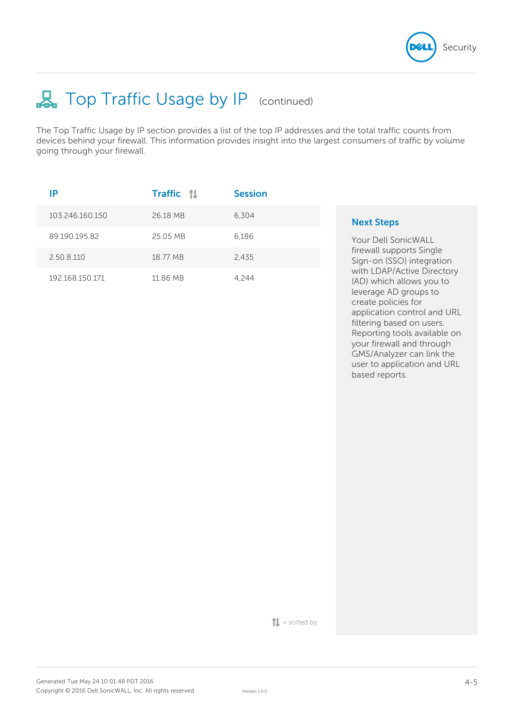# Top Traffic Usage by IP (continued)

The Top Traffic Usage by IP section provides a list of the top IP addresses and the total traffic counts from devices behind your firewall. This information provides insight into the largest consumers of traffic by volume going through your firewall.

| IP | Traffic ⇅ | Session |
|---|---|---|
| 103.246.160.150 | 26.18 MB | 6,304 |
| 89.190.195.82 | 25.05 MB | 6,186 |
| 2.50.8.110 | 18.77 MB | 2,435 |
| 192.168.150.171 | 11.86 MB | 4,244 |

⇅ = sorted by

## Next Steps

Your Dell SonicWALL firewall supports Single Sign-on (SSO) integration with LDAP/Active Directory (AD) which allows you to leverage AD groups to create policies for application control and URL filtering based on users. Reporting tools available on your firewall and through GMS/Analyzer can link the user to application and URL based reports.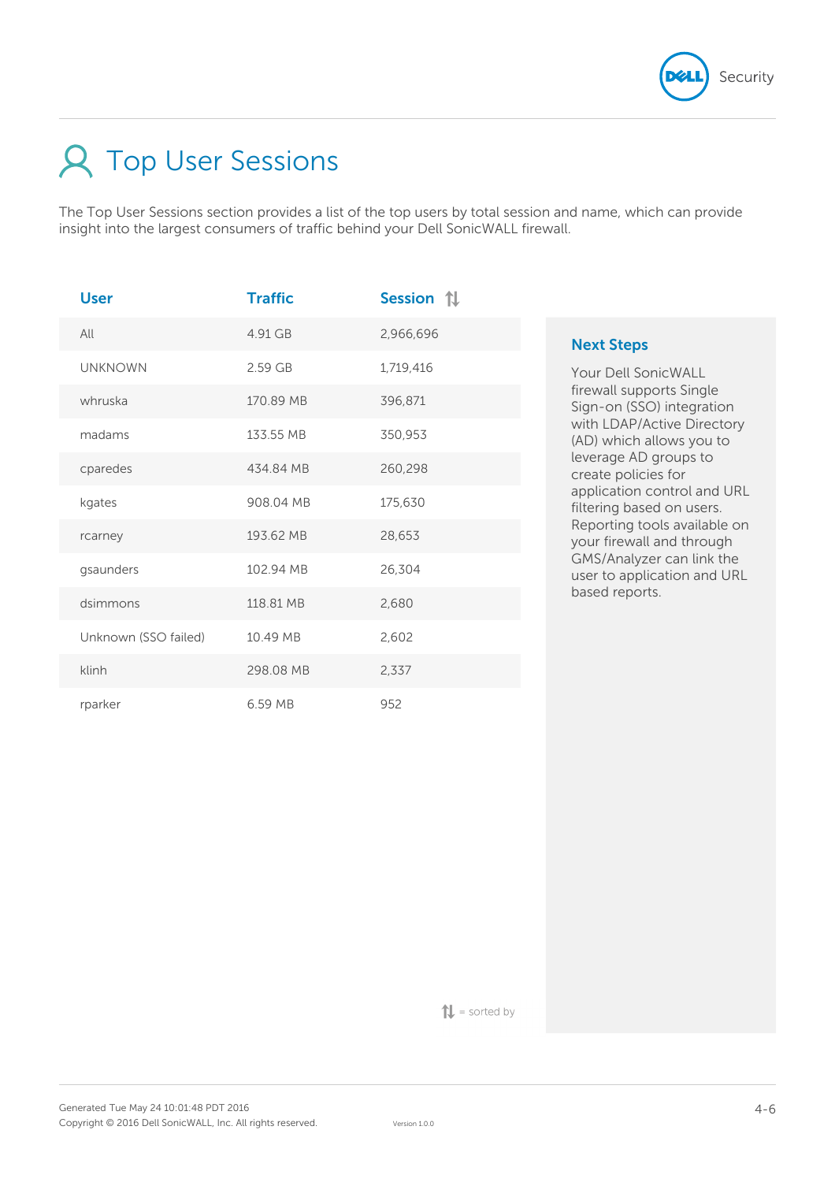# Top User Sessions

The Top User Sessions section provides a list of the top users by total session and name, which can provide insight into the largest consumers of traffic behind your Dell SonicWALL firewall.

| User | Traffic | Session ⇅ |
|---|---|---|
| All | 4.91 GB | 2,966,696 |
| UNKNOWN | 2.59 GB | 1,719,416 |
| whruska | 170.89 MB | 396,871 |
| madams | 133.55 MB | 350,953 |
| cparedes | 434.84 MB | 260,298 |
| kgates | 908.04 MB | 175,630 |
| rcarney | 193.62 MB | 28,653 |
| gsaunders | 102.94 MB | 26,304 |
| dsimmons | 118.81 MB | 2,680 |
| Unknown (SSO failed) | 10.49 MB | 2,602 |
| klinh | 298.08 MB | 2,337 |
| rparker | 6.59 MB | 952 |

⇅ = sorted by

## Next Steps

Your Dell SonicWALL firewall supports Single Sign-on (SSO) integration with LDAP/Active Directory (AD) which allows you to leverage AD groups to create policies for application control and URL filtering based on users. Reporting tools available on your firewall and through GMS/Analyzer can link the user to application and URL based reports.

Generated Tue May 24 10:01:48 PDT 2016
Copyright © 2016 Dell SonicWALL, Inc. All rights reserved.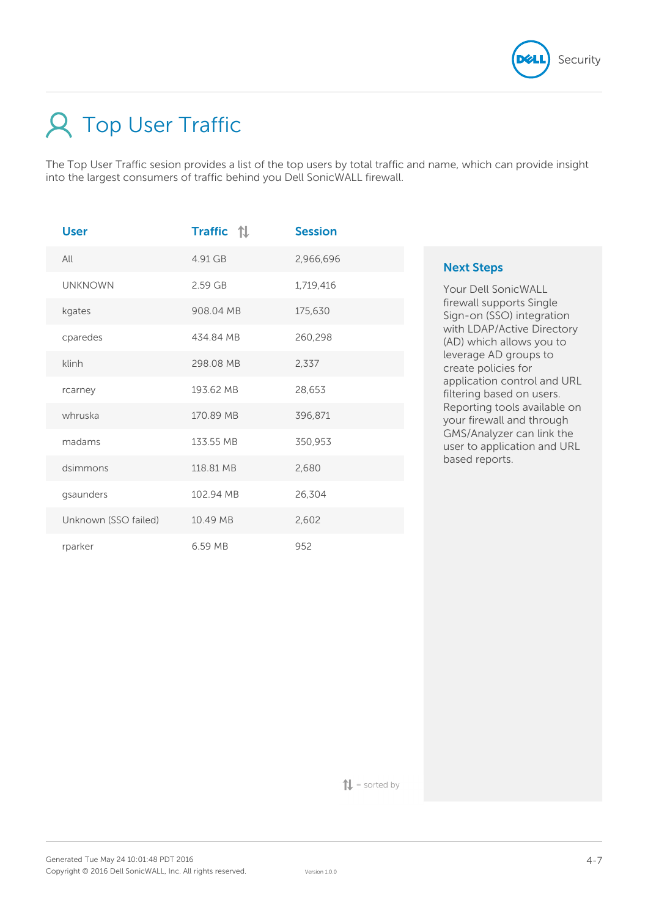# Top User Traffic

The Top User Traffic sesion provides a list of the top users by total traffic and name, which can provide insight into the largest consumers of traffic behind you Dell SonicWALL firewall.

| User | Traffic ⇅ | Session |
|---|---|---|
| All | 4.91 GB | 2,966,696 |
| UNKNOWN | 2.59 GB | 1,719,416 |
| kgates | 908.04 MB | 175,630 |
| cparedes | 434.84 MB | 260,298 |
| klinh | 298.08 MB | 2,337 |
| rcarney | 193.62 MB | 28,653 |
| whruska | 170.89 MB | 396,871 |
| madams | 133.55 MB | 350,953 |
| dsimmons | 118.81 MB | 2,680 |
| gsaunders | 102.94 MB | 26,304 |
| Unknown (SSO failed) | 10.49 MB | 2,602 |
| rparker | 6.59 MB | 952 |

⇅ = sorted by

## Next Steps

Your Dell SonicWALL firewall supports Single Sign-on (SSO) integration with LDAP/Active Directory (AD) which allows you to leverage AD groups to create policies for application control and URL filtering based on users. Reporting tools available on your firewall and through GMS/Analyzer can link the user to application and URL based reports.

Generated Tue May 24 10:01:48 PDT 2016
Copyright © 2016 Dell SonicWALL, Inc. All rights reserved.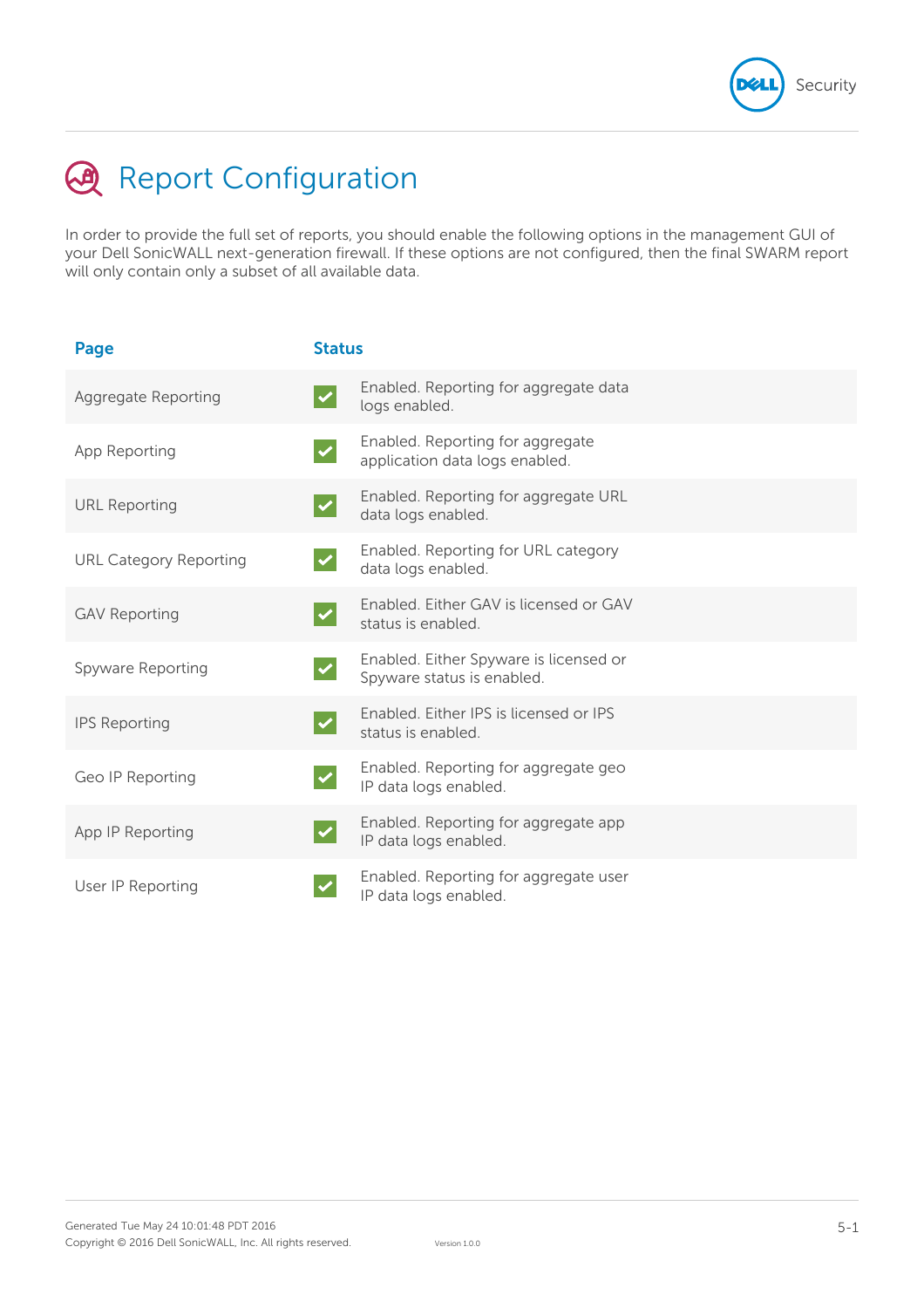# Report Configuration

In order to provide the full set of reports, you should enable the following options in the management GUI of your Dell SonicWALL next-generation firewall. If these options are not configured, then the final SWARM report will only contain only a subset of all available data.

| Page | Status |
|---|---|
| Aggregate Reporting | ✔ Enabled. Reporting for aggregate data logs enabled. |
| App Reporting | ✔ Enabled. Reporting for aggregate application data logs enabled. |
| URL Reporting | ✔ Enabled. Reporting for aggregate URL data logs enabled. |
| URL Category Reporting | ✔ Enabled. Reporting for URL category data logs enabled. |
| GAV Reporting | ✔ Enabled. Either GAV is licensed or GAV status is enabled. |
| Spyware Reporting | ✔ Enabled. Either Spyware is licensed or Spyware status is enabled. |
| IPS Reporting | ✔ Enabled. Either IPS is licensed or IPS status is enabled. |
| Geo IP Reporting | ✔ Enabled. Reporting for aggregate geo IP data logs enabled. |
| App IP Reporting | ✔ Enabled. Reporting for aggregate app IP data logs enabled. |
| User IP Reporting | ✔ Enabled. Reporting for aggregate user IP data logs enabled. |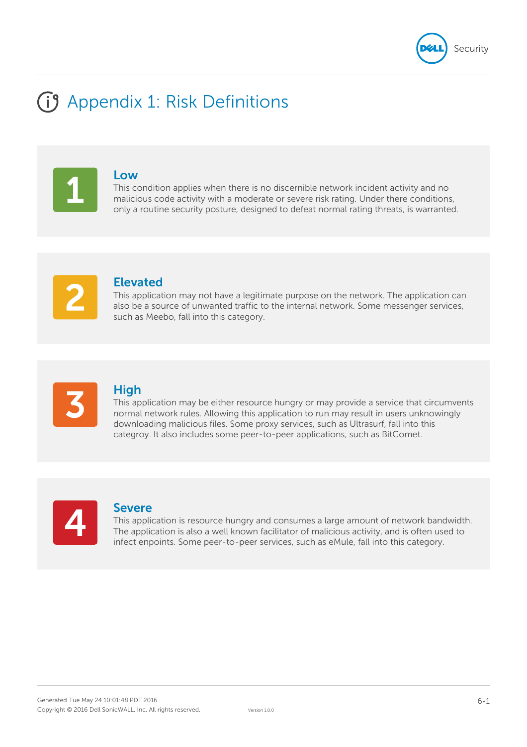# Appendix 1: Risk Definitions

## 1 Low

This condition applies when there is no discernible network incident activity and no malicious code activity with a moderate or severe risk rating. Under there conditions, only a routine security posture, designed to defeat normal rating threats, is warranted.

## 2 Elevated

This application may not have a legitimate purpose on the network. The application can also be a source of unwanted traffic to the internal network. Some messenger services, such as Meebo, fall into this category.

## 3 High

This application may be either resource hungry or may provide a service that circumvents normal network rules. Allowing this application to run may result in users unknowingly downloading malicious files. Some proxy services, such as Ultrasurf, fall into this categroy. It also includes some peer-to-peer applications, such as BitComet.

## 4 Severe

This application is resource hungry and consumes a large amount of network bandwidth. The application is also a well known facilitator of malicious activity, and is often used to infect enpoints. Some peer-to-peer services, such as eMule, fall into this category.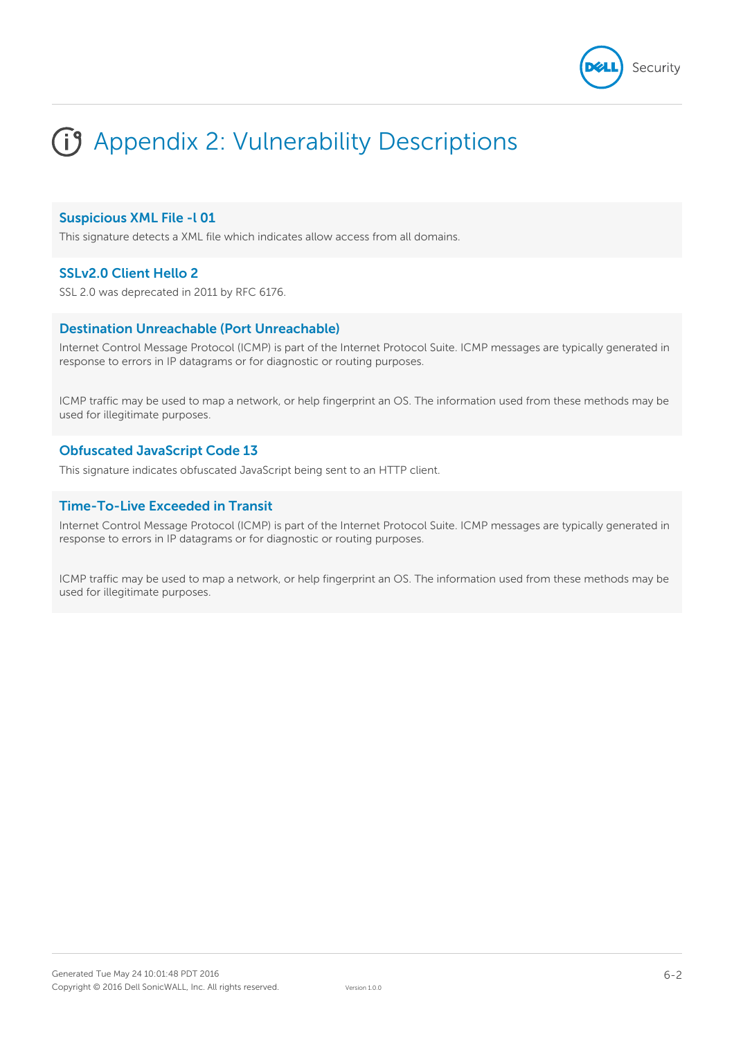# Appendix 2: Vulnerability Descriptions

### Suspicious XML File -l 01

This signature detects a XML file which indicates allow access from all domains.

### SSLv2.0 Client Hello 2

SSL 2.0 was deprecated in 2011 by RFC 6176.

### Destination Unreachable (Port Unreachable)

Internet Control Message Protocol (ICMP) is part of the Internet Protocol Suite. ICMP messages are typically generated in response to errors in IP datagrams or for diagnostic or routing purposes.

ICMP traffic may be used to map a network, or help fingerprint an OS. The information used from these methods may be used for illegitimate purposes.

### Obfuscated JavaScript Code 13

This signature indicates obfuscated JavaScript being sent to an HTTP client.

### Time-To-Live Exceeded in Transit

Internet Control Message Protocol (ICMP) is part of the Internet Protocol Suite. ICMP messages are typically generated in response to errors in IP datagrams or for diagnostic or routing purposes.

ICMP traffic may be used to map a network, or help fingerprint an OS. The information used from these methods may be used for illegitimate purposes.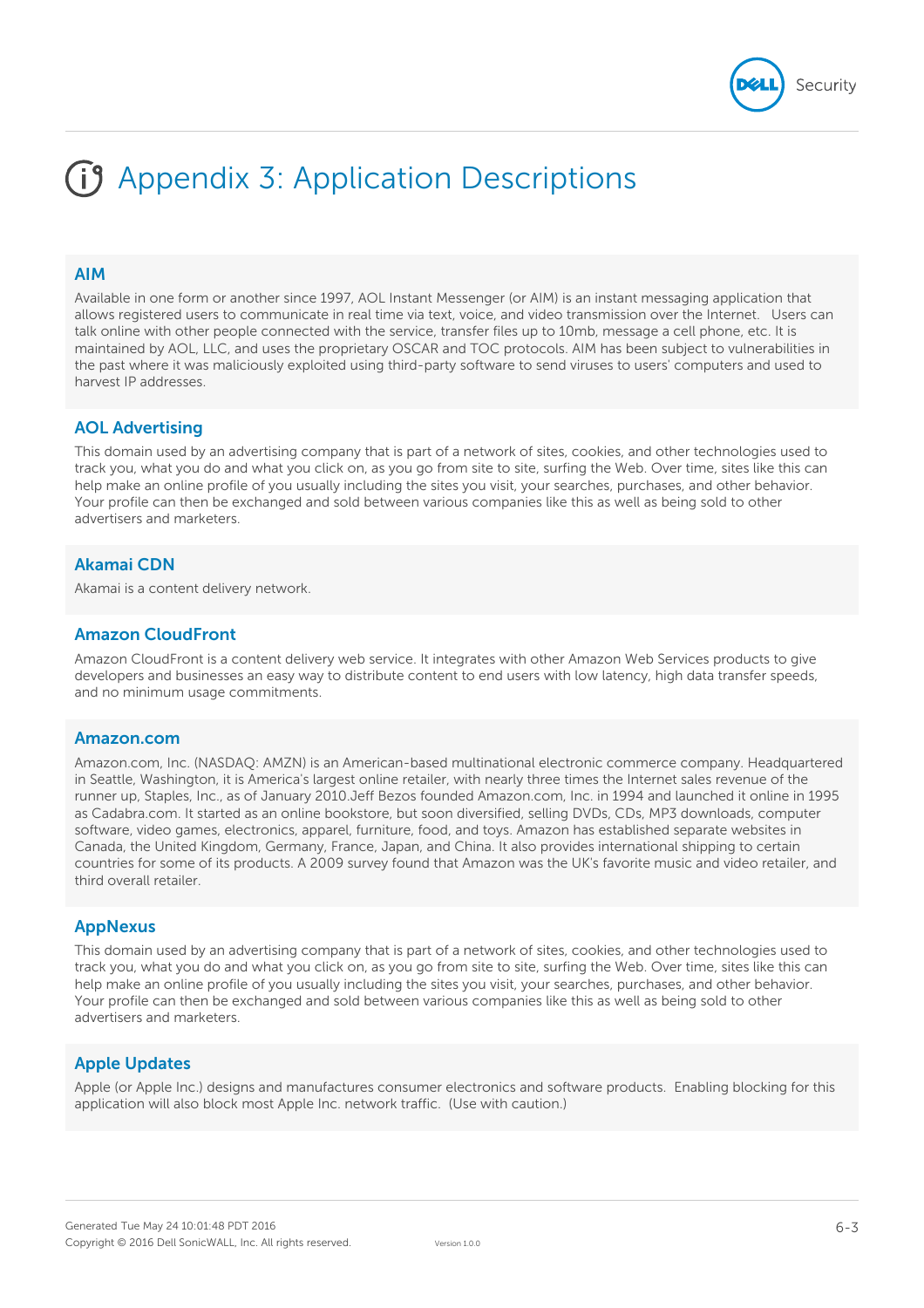# Appendix 3: Application Descriptions

### AIM

Available in one form or another since 1997, AOL Instant Messenger (or AIM) is an instant messaging application that allows registered users to communicate in real time via text, voice, and video transmission over the Internet.   Users can talk online with other people connected with the service, transfer files up to 10mb, message a cell phone, etc. It is maintained by AOL, LLC, and uses the proprietary OSCAR and TOC protocols. AIM has been subject to vulnerabilities in the past where it was maliciously exploited using third-party software to send viruses to users' computers and used to harvest IP addresses.

### AOL Advertising

This domain used by an advertising company that is part of a network of sites, cookies, and other technologies used to track you, what you do and what you click on, as you go from site to site, surfing the Web. Over time, sites like this can help make an online profile of you usually including the sites you visit, your searches, purchases, and other behavior. Your profile can then be exchanged and sold between various companies like this as well as being sold to other advertisers and marketers.

### Akamai CDN

Akamai is a content delivery network.

### Amazon CloudFront

Amazon CloudFront is a content delivery web service. It integrates with other Amazon Web Services products to give developers and businesses an easy way to distribute content to end users with low latency, high data transfer speeds, and no minimum usage commitments.

### Amazon.com

Amazon.com, Inc. (NASDAQ: AMZN) is an American-based multinational electronic commerce company. Headquartered in Seattle, Washington, it is America's largest online retailer, with nearly three times the Internet sales revenue of the runner up, Staples, Inc., as of January 2010.Jeff Bezos founded Amazon.com, Inc. in 1994 and launched it online in 1995 as Cadabra.com. It started as an online bookstore, but soon diversified, selling DVDs, CDs, MP3 downloads, computer software, video games, electronics, apparel, furniture, food, and toys. Amazon has established separate websites in Canada, the United Kingdom, Germany, France, Japan, and China. It also provides international shipping to certain countries for some of its products. A 2009 survey found that Amazon was the UK's favorite music and video retailer, and third overall retailer.

### AppNexus

This domain used by an advertising company that is part of a network of sites, cookies, and other technologies used to track you, what you do and what you click on, as you go from site to site, surfing the Web. Over time, sites like this can help make an online profile of you usually including the sites you visit, your searches, purchases, and other behavior. Your profile can then be exchanged and sold between various companies like this as well as being sold to other advertisers and marketers.

### Apple Updates

Apple (or Apple Inc.) designs and manufactures consumer electronics and software products.  Enabling blocking for this application will also block most Apple Inc. network traffic.  (Use with caution.)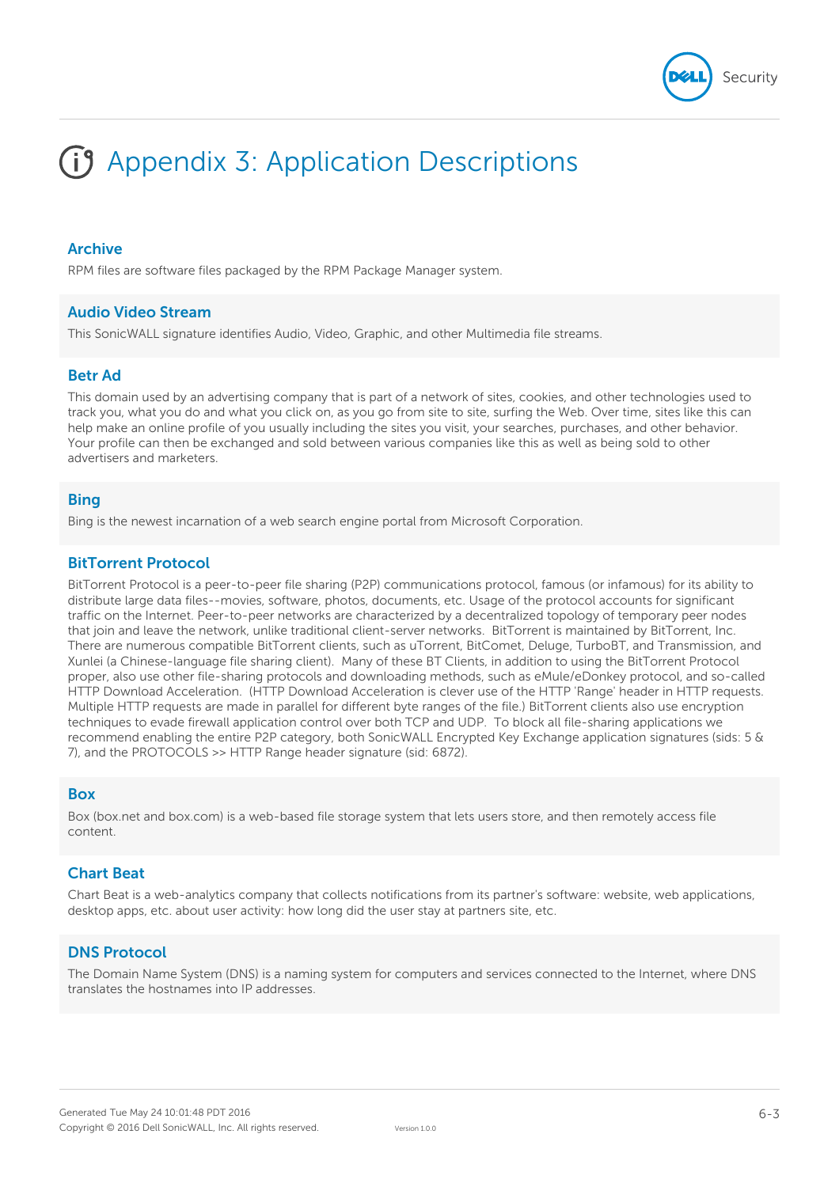# Appendix 3: Application Descriptions

### Archive

RPM files are software files packaged by the RPM Package Manager system.

### Audio Video Stream

This SonicWALL signature identifies Audio, Video, Graphic, and other Multimedia file streams.

### Betr Ad

This domain used by an advertising company that is part of a network of sites, cookies, and other technologies used to track you, what you do and what you click on, as you go from site to site, surfing the Web. Over time, sites like this can help make an online profile of you usually including the sites you visit, your searches, purchases, and other behavior. Your profile can then be exchanged and sold between various companies like this as well as being sold to other advertisers and marketers.

### Bing

Bing is the newest incarnation of a web search engine portal from Microsoft Corporation.

### BitTorrent Protocol

BitTorrent Protocol is a peer-to-peer file sharing (P2P) communications protocol, famous (or infamous) for its ability to distribute large data files--movies, software, photos, documents, etc. Usage of the protocol accounts for significant traffic on the Internet. Peer-to-peer networks are characterized by a decentralized topology of temporary peer nodes that join and leave the network, unlike traditional client-server networks. BitTorrent is maintained by BitTorrent, Inc. There are numerous compatible BitTorrent clients, such as uTorrent, BitComet, Deluge, TurboBT, and Transmission, and Xunlei (a Chinese-language file sharing client). Many of these BT Clients, in addition to using the BitTorrent Protocol proper, also use other file-sharing protocols and downloading methods, such as eMule/eDonkey protocol, and so-called HTTP Download Acceleration. (HTTP Download Acceleration is clever use of the HTTP 'Range' header in HTTP requests. Multiple HTTP requests are made in parallel for different byte ranges of the file.) BitTorrent clients also use encryption techniques to evade firewall application control over both TCP and UDP. To block all file-sharing applications we recommend enabling the entire P2P category, both SonicWALL Encrypted Key Exchange application signatures (sids: 5 & 7), and the PROTOCOLS >> HTTP Range header signature (sid: 6872).

### Box

Box (box.net and box.com) is a web-based file storage system that lets users store, and then remotely access file content.

### Chart Beat

Chart Beat is a web-analytics company that collects notifications from its partner's software: website, web applications, desktop apps, etc. about user activity: how long did the user stay at partners site, etc.

### DNS Protocol

The Domain Name System (DNS) is a naming system for computers and services connected to the Internet, where DNS translates the hostnames into IP addresses.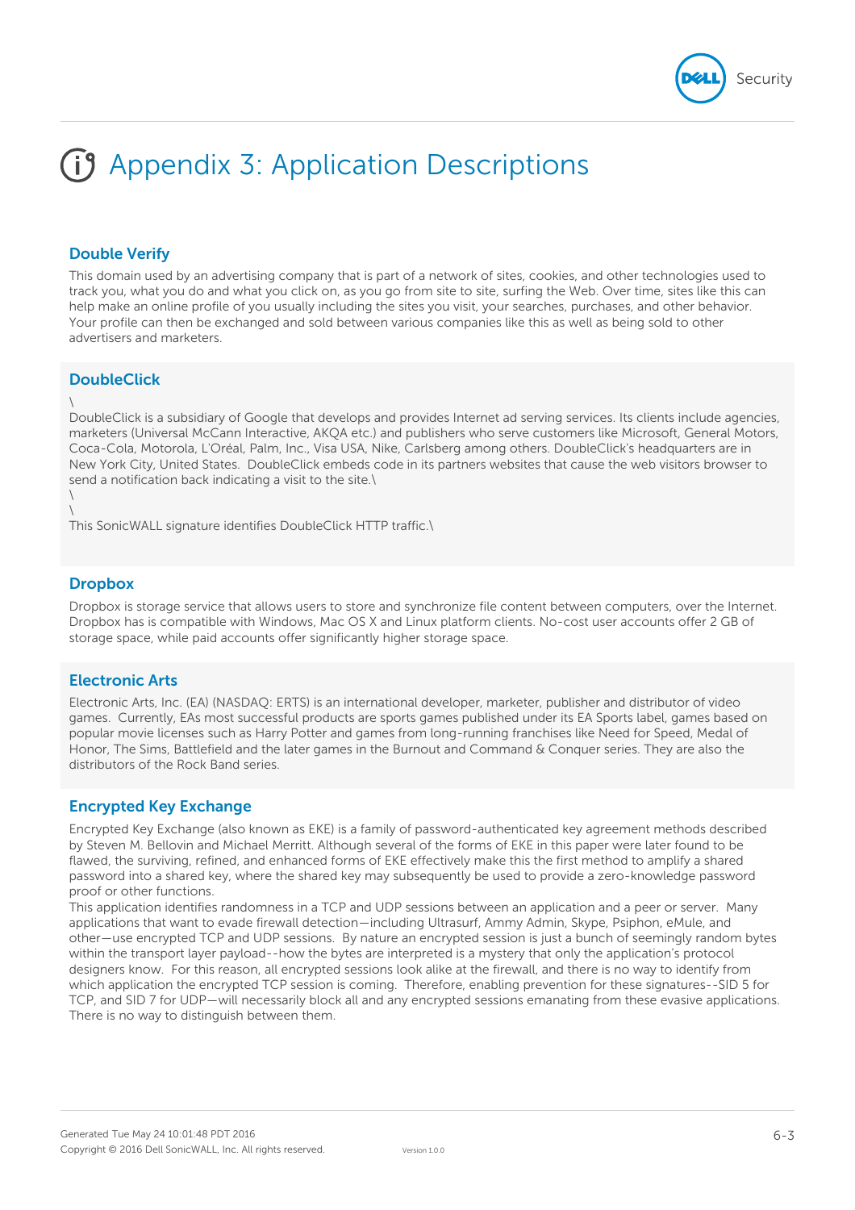# Appendix 3: Application Descriptions

### Double Verify

This domain used by an advertising company that is part of a network of sites, cookies, and other technologies used to track you, what you do and what you click on, as you go from site to site, surfing the Web. Over time, sites like this can help make an online profile of you usually including the sites you visit, your searches, purchases, and other behavior. Your profile can then be exchanged and sold between various companies like this as well as being sold to other advertisers and marketers.

### DoubleClick

\
DoubleClick is a subsidiary of Google that develops and provides Internet ad serving services. Its clients include agencies, marketers (Universal McCann Interactive, AKQA etc.) and publishers who serve customers like Microsoft, General Motors, Coca-Cola, Motorola, L'Oréal, Palm, Inc., Visa USA, Nike, Carlsberg among others. DoubleClick's headquarters are in New York City, United States. DoubleClick embeds code in its partners websites that cause the web visitors browser to send a notification back indicating a visit to the site.\
\
\
This SonicWALL signature identifies DoubleClick HTTP traffic.\

### Dropbox

Dropbox is storage service that allows users to store and synchronize file content between computers, over the Internet. Dropbox has is compatible with Windows, Mac OS X and Linux platform clients. No-cost user accounts offer 2 GB of storage space, while paid accounts offer significantly higher storage space.

### Electronic Arts

Electronic Arts, Inc. (EA) (NASDAQ: ERTS) is an international developer, marketer, publisher and distributor of video games. Currently, EAs most successful products are sports games published under its EA Sports label, games based on popular movie licenses such as Harry Potter and games from long-running franchises like Need for Speed, Medal of Honor, The Sims, Battlefield and the later games in the Burnout and Command & Conquer series. They are also the distributors of the Rock Band series.

### Encrypted Key Exchange

Encrypted Key Exchange (also known as EKE) is a family of password-authenticated key agreement methods described by Steven M. Bellovin and Michael Merritt. Although several of the forms of EKE in this paper were later found to be flawed, the surviving, refined, and enhanced forms of EKE effectively make this the first method to amplify a shared password into a shared key, where the shared key may subsequently be used to provide a zero-knowledge password proof or other functions.
This application identifies randomness in a TCP and UDP sessions between an application and a peer or server. Many applications that want to evade firewall detection—including Ultrasurf, Ammy Admin, Skype, Psiphon, eMule, and other—use encrypted TCP and UDP sessions. By nature an encrypted session is just a bunch of seemingly random bytes within the transport layer payload--how the bytes are interpreted is a mystery that only the application's protocol designers know. For this reason, all encrypted sessions look alike at the firewall, and there is no way to identify from which application the encrypted TCP session is coming. Therefore, enabling prevention for these signatures--SID 5 for TCP, and SID 7 for UDP—will necessarily block all and any encrypted sessions emanating from these evasive applications. There is no way to distinguish between them.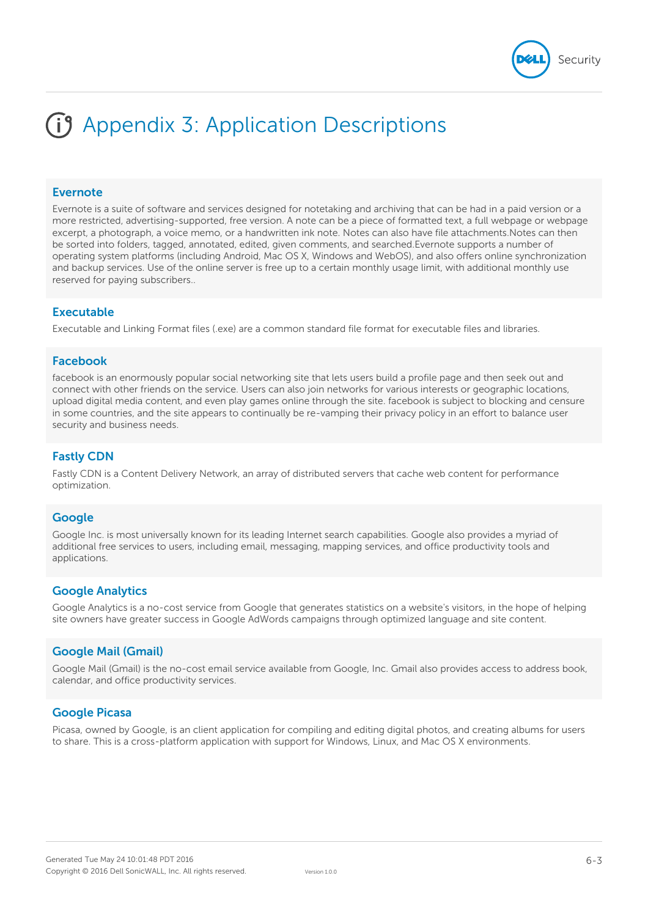# Appendix 3: Application Descriptions

### Evernote

Evernote is a suite of software and services designed for notetaking and archiving that can be had in a paid version or a more restricted, advertising-supported, free version. A note can be a piece of formatted text, a full webpage or webpage excerpt, a photograph, a voice memo, or a handwritten ink note. Notes can also have file attachments.Notes can then be sorted into folders, tagged, annotated, edited, given comments, and searched.Evernote supports a number of operating system platforms (including Android, Mac OS X, Windows and WebOS), and also offers online synchronization and backup services. Use of the online server is free up to a certain monthly usage limit, with additional monthly use reserved for paying subscribers..

### Executable

Executable and Linking Format files (.exe) are a common standard file format for executable files and libraries.

### Facebook

facebook is an enormously popular social networking site that lets users build a profile page and then seek out and connect with other friends on the service. Users can also join networks for various interests or geographic locations, upload digital media content, and even play games online through the site. facebook is subject to blocking and censure in some countries, and the site appears to continually be re-vamping their privacy policy in an effort to balance user security and business needs.

### Fastly CDN

Fastly CDN is a Content Delivery Network, an array of distributed servers that cache web content for performance optimization.

### Google

Google Inc. is most universally known for its leading Internet search capabilities. Google also provides a myriad of additional free services to users, including email, messaging, mapping services, and office productivity tools and applications.

### Google Analytics

Google Analytics is a no-cost service from Google that generates statistics on a website's visitors, in the hope of helping site owners have greater success in Google AdWords campaigns through optimized language and site content.

### Google Mail (Gmail)

Google Mail (Gmail) is the no-cost email service available from Google, Inc. Gmail also provides access to address book, calendar, and office productivity services.

### Google Picasa

Picasa, owned by Google, is an client application for compiling and editing digital photos, and creating albums for users to share. This is a cross-platform application with support for Windows, Linux, and Mac OS X environments.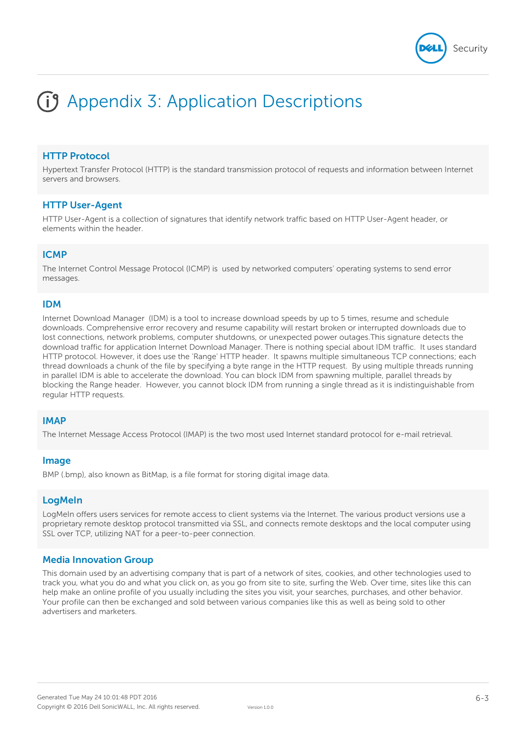# Appendix 3: Application Descriptions

### HTTP Protocol

Hypertext Transfer Protocol (HTTP) is the standard transmission protocol of requests and information between Internet servers and browsers.

### HTTP User-Agent

HTTP User-Agent is a collection of signatures that identify network traffic based on HTTP User-Agent header, or elements within the header.

### ICMP

The Internet Control Message Protocol (ICMP) is  used by networked computers' operating systems to send error messages.

### IDM

Internet Download Manager  (IDM) is a tool to increase download speeds by up to 5 times, resume and schedule downloads. Comprehensive error recovery and resume capability will restart broken or interrupted downloads due to lost connections, network problems, computer shutdowns, or unexpected power outages.This signature detects the download traffic for application Internet Download Manager. There is nothing special about IDM traffic.  It uses standard HTTP protocol. However, it does use the 'Range' HTTP header.  It spawns multiple simultaneous TCP connections; each thread downloads a chunk of the file by specifying a byte range in the HTTP request.  By using multiple threads running in parallel IDM is able to accelerate the download. You can block IDM from spawning multiple, parallel threads by blocking the Range header.  However, you cannot block IDM from running a single thread as it is indistinguishable from regular HTTP requests.

### IMAP

The Internet Message Access Protocol (IMAP) is the two most used Internet standard protocol for e-mail retrieval.

### Image

BMP (.bmp), also known as BitMap, is a file format for storing digital image data.

### LogMeIn

LogMeIn offers users services for remote access to client systems via the Internet. The various product versions use a proprietary remote desktop protocol transmitted via SSL, and connects remote desktops and the local computer using SSL over TCP, utilizing NAT for a peer-to-peer connection.

### Media Innovation Group

This domain used by an advertising company that is part of a network of sites, cookies, and other technologies used to track you, what you do and what you click on, as you go from site to site, surfing the Web. Over time, sites like this can help make an online profile of you usually including the sites you visit, your searches, purchases, and other behavior. Your profile can then be exchanged and sold between various companies like this as well as being sold to other advertisers and marketers.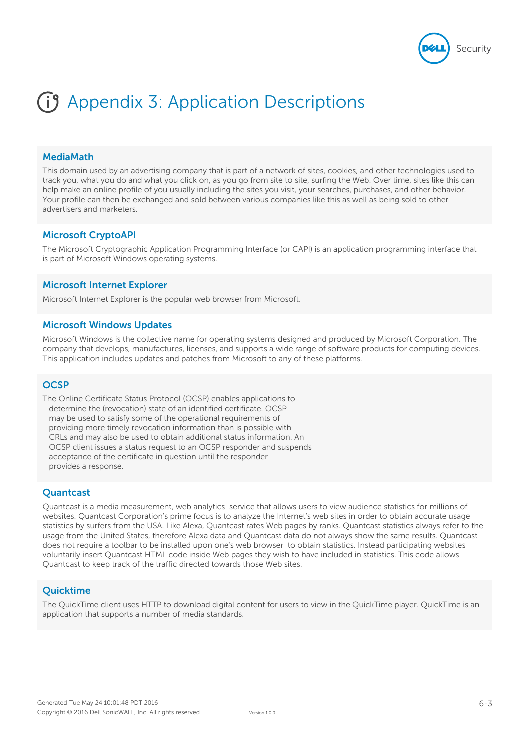# Appendix 3: Application Descriptions

## MediaMath

This domain used by an advertising company that is part of a network of sites, cookies, and other technologies used to track you, what you do and what you click on, as you go from site to site, surfing the Web. Over time, sites like this can help make an online profile of you usually including the sites you visit, your searches, purchases, and other behavior. Your profile can then be exchanged and sold between various companies like this as well as being sold to other advertisers and marketers.

## Microsoft CryptoAPI

The Microsoft Cryptographic Application Programming Interface (or CAPI) is an application programming interface that is part of Microsoft Windows operating systems.

## Microsoft Internet Explorer

Microsoft Internet Explorer is the popular web browser from Microsoft.

## Microsoft Windows Updates

Microsoft Windows is the collective name for operating systems designed and produced by Microsoft Corporation. The company that develops, manufactures, licenses, and supports a wide range of software products for computing devices. This application includes updates and patches from Microsoft to any of these platforms.

## OCSP

The Online Certificate Status Protocol (OCSP) enables applications to determine the (revocation) state of an identified certificate. OCSP may be used to satisfy some of the operational requirements of providing more timely revocation information than is possible with CRLs and may also be used to obtain additional status information. An OCSP client issues a status request to an OCSP responder and suspends acceptance of the certificate in question until the responder provides a response.

## Quantcast

Quantcast is a media measurement, web analytics service that allows users to view audience statistics for millions of websites. Quantcast Corporation's prime focus is to analyze the Internet's web sites in order to obtain accurate usage statistics by surfers from the USA. Like Alexa, Quantcast rates Web pages by ranks. Quantcast statistics always refer to the usage from the United States, therefore Alexa data and Quantcast data do not always show the same results. Quantcast does not require a toolbar to be installed upon one's web browser to obtain statistics. Instead participating websites voluntarily insert Quantcast HTML code inside Web pages they wish to have included in statistics. This code allows Quantcast to keep track of the traffic directed towards those Web sites.

## Quicktime

The QuickTime client uses HTTP to download digital content for users to view in the QuickTime player. QuickTime is an application that supports a number of media standards.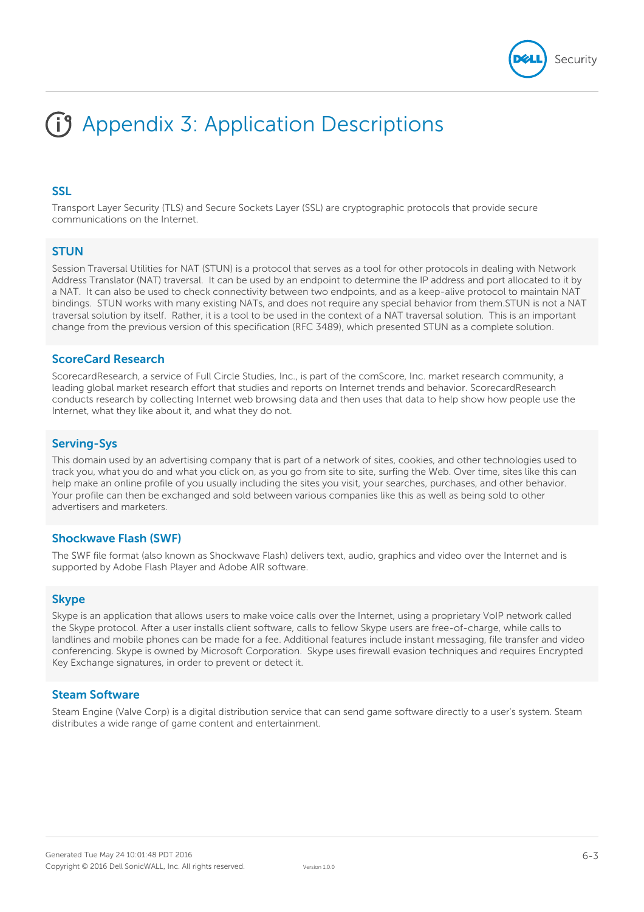# Appendix 3: Application Descriptions

### SSL

Transport Layer Security (TLS) and Secure Sockets Layer (SSL) are cryptographic protocols that provide secure communications on the Internet.

### STUN

Session Traversal Utilities for NAT (STUN) is a protocol that serves as a tool for other protocols in dealing with Network Address Translator (NAT) traversal. It can be used by an endpoint to determine the IP address and port allocated to it by a NAT. It can also be used to check connectivity between two endpoints, and as a keep-alive protocol to maintain NAT bindings. STUN works with many existing NATs, and does not require any special behavior from them.STUN is not a NAT traversal solution by itself. Rather, it is a tool to be used in the context of a NAT traversal solution. This is an important change from the previous version of this specification (RFC 3489), which presented STUN as a complete solution.

### ScoreCard Research

ScorecardResearch, a service of Full Circle Studies, Inc., is part of the comScore, Inc. market research community, a leading global market research effort that studies and reports on Internet trends and behavior. ScorecardResearch conducts research by collecting Internet web browsing data and then uses that data to help show how people use the Internet, what they like about it, and what they do not.

### Serving-Sys

This domain used by an advertising company that is part of a network of sites, cookies, and other technologies used to track you, what you do and what you click on, as you go from site to site, surfing the Web. Over time, sites like this can help make an online profile of you usually including the sites you visit, your searches, purchases, and other behavior. Your profile can then be exchanged and sold between various companies like this as well as being sold to other advertisers and marketers.

### Shockwave Flash (SWF)

The SWF file format (also known as Shockwave Flash) delivers text, audio, graphics and video over the Internet and is supported by Adobe Flash Player and Adobe AIR software.

### Skype

Skype is an application that allows users to make voice calls over the Internet, using a proprietary VoIP network called the Skype protocol. After a user installs client software, calls to fellow Skype users are free-of-charge, while calls to landlines and mobile phones can be made for a fee. Additional features include instant messaging, file transfer and video conferencing. Skype is owned by Microsoft Corporation. Skype uses firewall evasion techniques and requires Encrypted Key Exchange signatures, in order to prevent or detect it.

### Steam Software

Steam Engine (Valve Corp) is a digital distribution service that can send game software directly to a user's system. Steam distributes a wide range of game content and entertainment.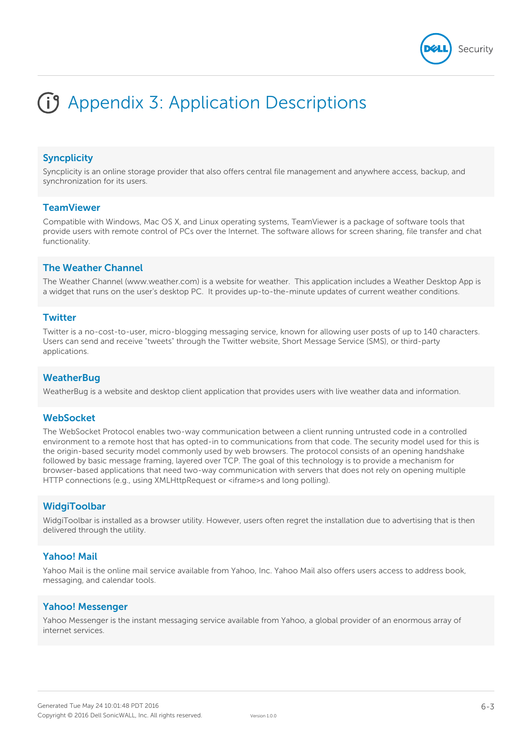# Appendix 3: Application Descriptions

### Syncplicity

Syncplicity is an online storage provider that also offers central file management and anywhere access, backup, and synchronization for its users.

### TeamViewer

Compatible with Windows, Mac OS X, and Linux operating systems, TeamViewer is a package of software tools that provide users with remote control of PCs over the Internet. The software allows for screen sharing, file transfer and chat functionality.

### The Weather Channel

The Weather Channel (www.weather.com) is a website for weather.  This application includes a Weather Desktop App is a widget that runs on the user's desktop PC.  It provides up-to-the-minute updates of current weather conditions.

### Twitter

Twitter is a no-cost-to-user, micro-blogging messaging service, known for allowing user posts of up to 140 characters. Users can send and receive "tweets" through the Twitter website, Short Message Service (SMS), or third-party applications.

### WeatherBug

WeatherBug is a website and desktop client application that provides users with live weather data and information.

### WebSocket

The WebSocket Protocol enables two-way communication between a client running untrusted code in a controlled environment to a remote host that has opted-in to communications from that code. The security model used for this is the origin-based security model commonly used by web browsers. The protocol consists of an opening handshake followed by basic message framing, layered over TCP. The goal of this technology is to provide a mechanism for browser-based applications that need two-way communication with servers that does not rely on opening multiple HTTP connections (e.g., using XMLHttpRequest or <iframe>s and long polling).

### WidgiToolbar

WidgiToolbar is installed as a browser utility. However, users often regret the installation due to advertising that is then delivered through the utility.

### Yahoo! Mail

Yahoo Mail is the online mail service available from Yahoo, Inc. Yahoo Mail also offers users access to address book, messaging, and calendar tools.

### Yahoo! Messenger

Yahoo Messenger is the instant messaging service available from Yahoo, a global provider of an enormous array of internet services.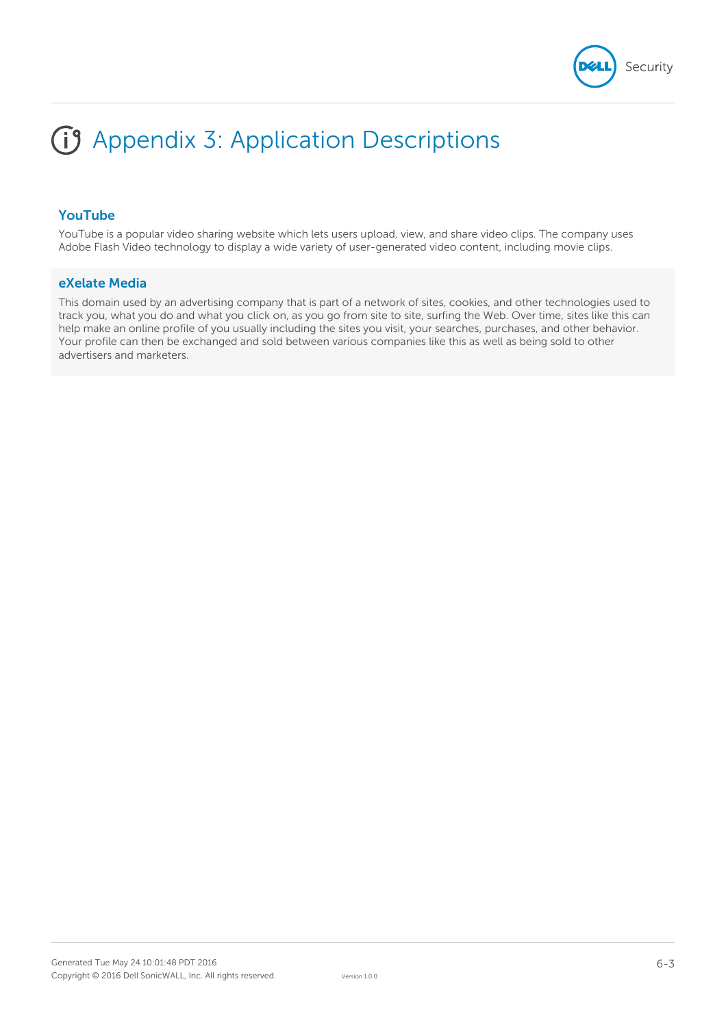# Appendix 3: Application Descriptions

### YouTube

YouTube is a popular video sharing website which lets users upload, view, and share video clips. The company uses Adobe Flash Video technology to display a wide variety of user-generated video content, including movie clips.

### eXelate Media

This domain used by an advertising company that is part of a network of sites, cookies, and other technologies used to track you, what you do and what you click on, as you go from site to site, surfing the Web. Over time, sites like this can help make an online profile of you usually including the sites you visit, your searches, purchases, and other behavior. Your profile can then be exchanged and sold between various companies like this as well as being sold to other advertisers and marketers.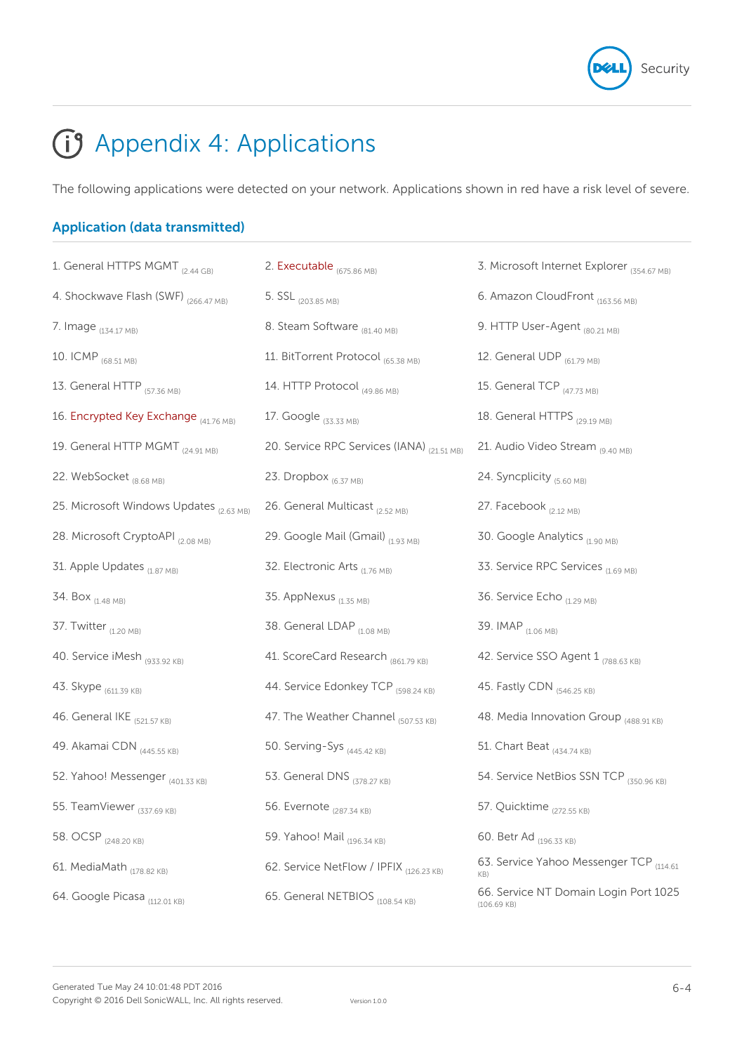# Appendix 4: Applications

The following applications were detected on your network. Applications shown in red have a risk level of severe.

## Application (data transmitted)

1. General HTTPS MGMT (2.44 GB)
2. Executable (675.86 MB)
3. Microsoft Internet Explorer (354.67 MB)
4. Shockwave Flash (SWF) (266.47 MB)
5. SSL (203.85 MB)
6. Amazon CloudFront (163.56 MB)
7. Image (134.17 MB)
8. Steam Software (81.40 MB)
9. HTTP User-Agent (80.21 MB)
10. ICMP (68.51 MB)
11. BitTorrent Protocol (65.38 MB)
12. General UDP (61.79 MB)
13. General HTTP (57.36 MB)
14. HTTP Protocol (49.86 MB)
15. General TCP (47.73 MB)
16. Encrypted Key Exchange (41.76 MB)
17. Google (33.33 MB)
18. General HTTPS (29.19 MB)
19. General HTTP MGMT (24.91 MB)
20. Service RPC Services (IANA) (21.51 MB)
21. Audio Video Stream (9.40 MB)
22. WebSocket (8.68 MB)
23. Dropbox (6.37 MB)
24. Syncplicity (5.60 MB)
25. Microsoft Windows Updates (2.63 MB)
26. General Multicast (2.52 MB)
27. Facebook (2.12 MB)
28. Microsoft CryptoAPI (2.08 MB)
29. Google Mail (Gmail) (1.93 MB)
30. Google Analytics (1.90 MB)
31. Apple Updates (1.87 MB)
32. Electronic Arts (1.76 MB)
33. Service RPC Services (1.69 MB)
34. Box (1.48 MB)
35. AppNexus (1.35 MB)
36. Service Echo (1.29 MB)
37. Twitter (1.20 MB)
38. General LDAP (1.08 MB)
39. IMAP (1.06 MB)
40. Service iMesh (933.92 KB)
41. ScoreCard Research (861.79 KB)
42. Service SSO Agent 1 (788.63 KB)
43. Skype (611.39 KB)
44. Service Edonkey TCP (598.24 KB)
45. Fastly CDN (546.25 KB)
46. General IKE (521.57 KB)
47. The Weather Channel (507.53 KB)
48. Media Innovation Group (488.91 KB)
49. Akamai CDN (445.55 KB)
50. Serving-Sys (445.42 KB)
51. Chart Beat (434.74 KB)
52. Yahoo! Messenger (401.33 KB)
53. General DNS (378.27 KB)
54. Service NetBios SSN TCP (350.96 KB)
55. TeamViewer (337.69 KB)
56. Evernote (287.34 KB)
57. Quicktime (272.55 KB)
58. OCSP (248.20 KB)
59. Yahoo! Mail (196.34 KB)
60. Betr Ad (196.33 KB)
61. MediaMath (178.82 KB)
62. Service NetFlow / IPFIX (126.23 KB)
63. Service Yahoo Messenger TCP (114.61 KB)
64. Google Picasa (112.01 KB)
65. General NETBIOS (108.54 KB)
66. Service NT Domain Login Port 1025 (106.69 KB)

Generated Tue May 24 10:01:48 PDT 2016
Copyright © 2016 Dell SonicWALL, Inc. All rights reserved.
Version 1.0.0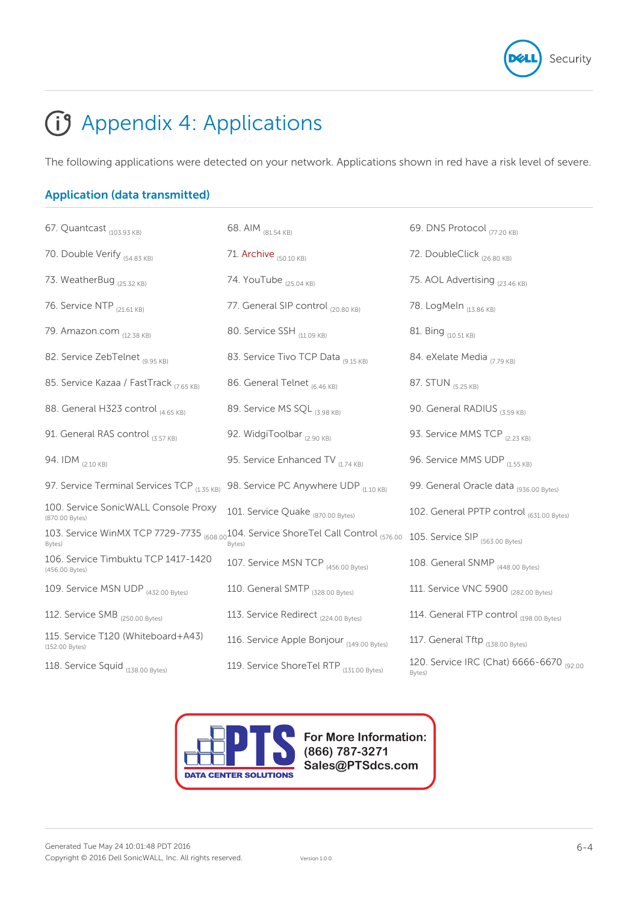# Appendix 4: Applications

The following applications were detected on your network. Applications shown in red have a risk level of severe.

## Application (data transmitted)

| | | |
|---|---|---|
| 67. Quantcast (103.93 KB) | 68. AIM (81.54 KB) | 69. DNS Protocol (77.20 KB) |
| 70. Double Verify (54.83 KB) | 71. Archive (50.10 KB) | 72. DoubleClick (26.80 KB) |
| 73. WeatherBug (25.32 KB) | 74. YouTube (25.04 KB) | 75. AOL Advertising (23.46 KB) |
| 76. Service NTP (21.61 KB) | 77. General SIP control (20.80 KB) | 78. LogMeIn (13.86 KB) |
| 79. Amazon.com (12.38 KB) | 80. Service SSH (11.09 KB) | 81. Bing (10.51 KB) |
| 82. Service ZebTelnet (9.95 KB) | 83. Service Tivo TCP Data (9.15 KB) | 84. eXelate Media (7.79 KB) |
| 85. Service Kazaa / FastTrack (7.65 KB) | 86. General Telnet (6.46 KB) | 87. STUN (5.25 KB) |
| 88. General H323 control (4.65 KB) | 89. Service MS SQL (3.98 KB) | 90. General RADIUS (3.59 KB) |
| 91. General RAS control (3.57 KB) | 92. WidgiToolbar (2.90 KB) | 93. Service MMS TCP (2.23 KB) |
| 94. IDM (2.10 KB) | 95. Service Enhanced TV (1.74 KB) | 96. Service MMS UDP (1.55 KB) |
| 97. Service Terminal Services TCP (1.35 KB) | 98. Service PC Anywhere UDP (1.10 KB) | 99. General Oracle data (936.00 Bytes) |
| 100. Service SonicWALL Console Proxy (870.00 Bytes) | 101. Service Quake (870.00 Bytes) | 102. General PPTP control (631.00 Bytes) |
| 103. Service WinMX TCP 7729-7735 (608.00 Bytes) | 104. Service ShoreTel Call Control (576.00 Bytes) | 105. Service SIP (563.00 Bytes) |
| 106. Service Timbuktu TCP 1417-1420 (456.00 Bytes) | 107. Service MSN TCP (456.00 Bytes) | 108. General SNMP (448.00 Bytes) |
| 109. Service MSN UDP (432.00 Bytes) | 110. General SMTP (328.00 Bytes) | 111. Service VNC 5900 (282.00 Bytes) |
| 112. Service SMB (250.00 Bytes) | 113. Service Redirect (224.00 Bytes) | 114. General FTP control (198.00 Bytes) |
| 115. Service T120 (Whiteboard+A43) (152.00 Bytes) | 116. Service Apple Bonjour (149.00 Bytes) | 117. General Tftp (138.00 Bytes) |
| 118. Service Squid (138.00 Bytes) | 119. Service ShoreTel RTP (131.00 Bytes) | 120. Service IRC (Chat) 6666-6670 (92.00 Bytes) |

PTS DATA CENTER SOLUTIONS

**For More Information:**
**(866) 787-3271**
**Sales@PTSdcs.com**

Generated Tue May 24 10:01:48 PDT 2016
Copyright © 2016 Dell SonicWALL, Inc. All rights reserved.
Version 1.0.0